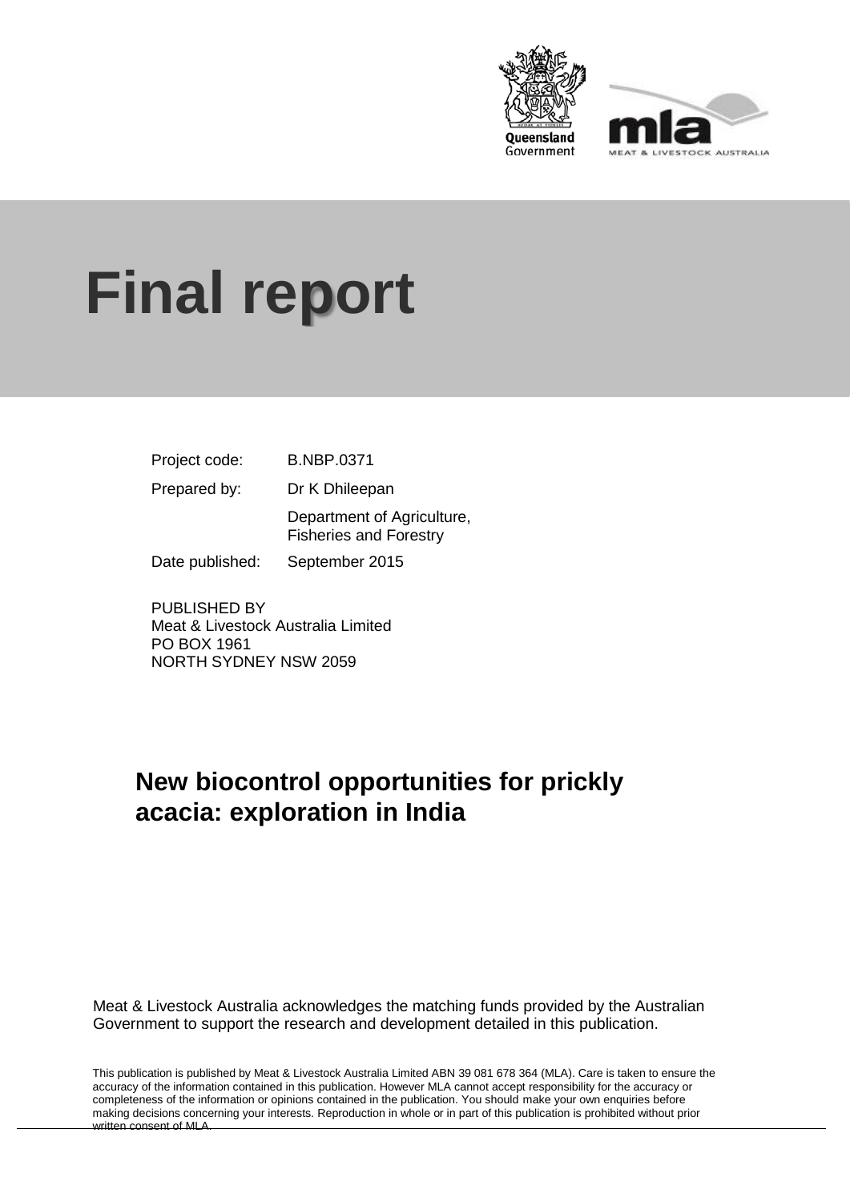# Final report

| | |
|---|---|
| Project code: | B.NBP.0371 |
| Prepared by: | Dr K Dhileepan |
| | Department of Agriculture, Fisheries and Forestry |
| Date published: | September 2015 |

PUBLISHED BY
Meat & Livestock Australia Limited
PO BOX 1961
NORTH SYDNEY NSW 2059

## New biocontrol opportunities for prickly acacia: exploration in India

Meat & Livestock Australia acknowledges the matching funds provided by the Australian Government to support the research and development detailed in this publication.

This publication is published by Meat & Livestock Australia Limited ABN 39 081 678 364 (MLA). Care is taken to ensure the accuracy of the information contained in this publication. However MLA cannot accept responsibility for the accuracy or completeness of the information or opinions contained in the publication. You should make your own enquiries before making decisions concerning your interests. Reproduction in whole or in part of this publication is prohibited without prior written consent of MLA.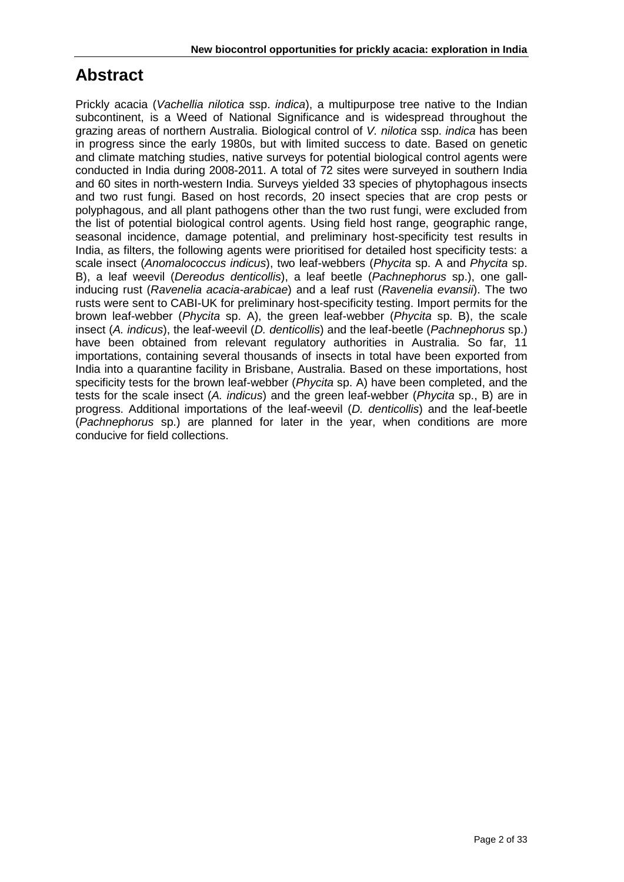# Abstract

Prickly acacia (*Vachellia nilotica* ssp. *indica*), a multipurpose tree native to the Indian subcontinent, is a Weed of National Significance and is widespread throughout the grazing areas of northern Australia. Biological control of *V. nilotica* ssp. *indica* has been in progress since the early 1980s, but with limited success to date. Based on genetic and climate matching studies, native surveys for potential biological control agents were conducted in India during 2008-2011. A total of 72 sites were surveyed in southern India and 60 sites in north-western India. Surveys yielded 33 species of phytophagous insects and two rust fungi. Based on host records, 20 insect species that are crop pests or polyphagous, and all plant pathogens other than the two rust fungi, were excluded from the list of potential biological control agents. Using field host range, geographic range, seasonal incidence, damage potential, and preliminary host-specificity test results in India, as filters, the following agents were prioritised for detailed host specificity tests: a scale insect (*Anomalococcus indicus*), two leaf-webbers (*Phycita* sp. A and *Phycita* sp. B), a leaf weevil (*Dereodus denticollis*), a leaf beetle (*Pachnephorus* sp.), one gall-inducing rust (*Ravenelia acacia-arabicae*) and a leaf rust (*Ravenelia evansii*). The two rusts were sent to CABI-UK for preliminary host-specificity testing. Import permits for the brown leaf-webber (*Phycita* sp. A), the green leaf-webber (*Phycita* sp. B), the scale insect (*A. indicus*), the leaf-weevil (*D. denticollis*) and the leaf-beetle (*Pachnephorus* sp.) have been obtained from relevant regulatory authorities in Australia. So far, 11 importations, containing several thousands of insects in total have been exported from India into a quarantine facility in Brisbane, Australia. Based on these importations, host specificity tests for the brown leaf-webber (*Phycita* sp. A) have been completed, and the tests for the scale insect (*A. indicus*) and the green leaf-webber (*Phycita* sp., B) are in progress. Additional importations of the leaf-weevil (*D. denticollis*) and the leaf-beetle (*Pachnephorus* sp.) are planned for later in the year, when conditions are more conducive for field collections.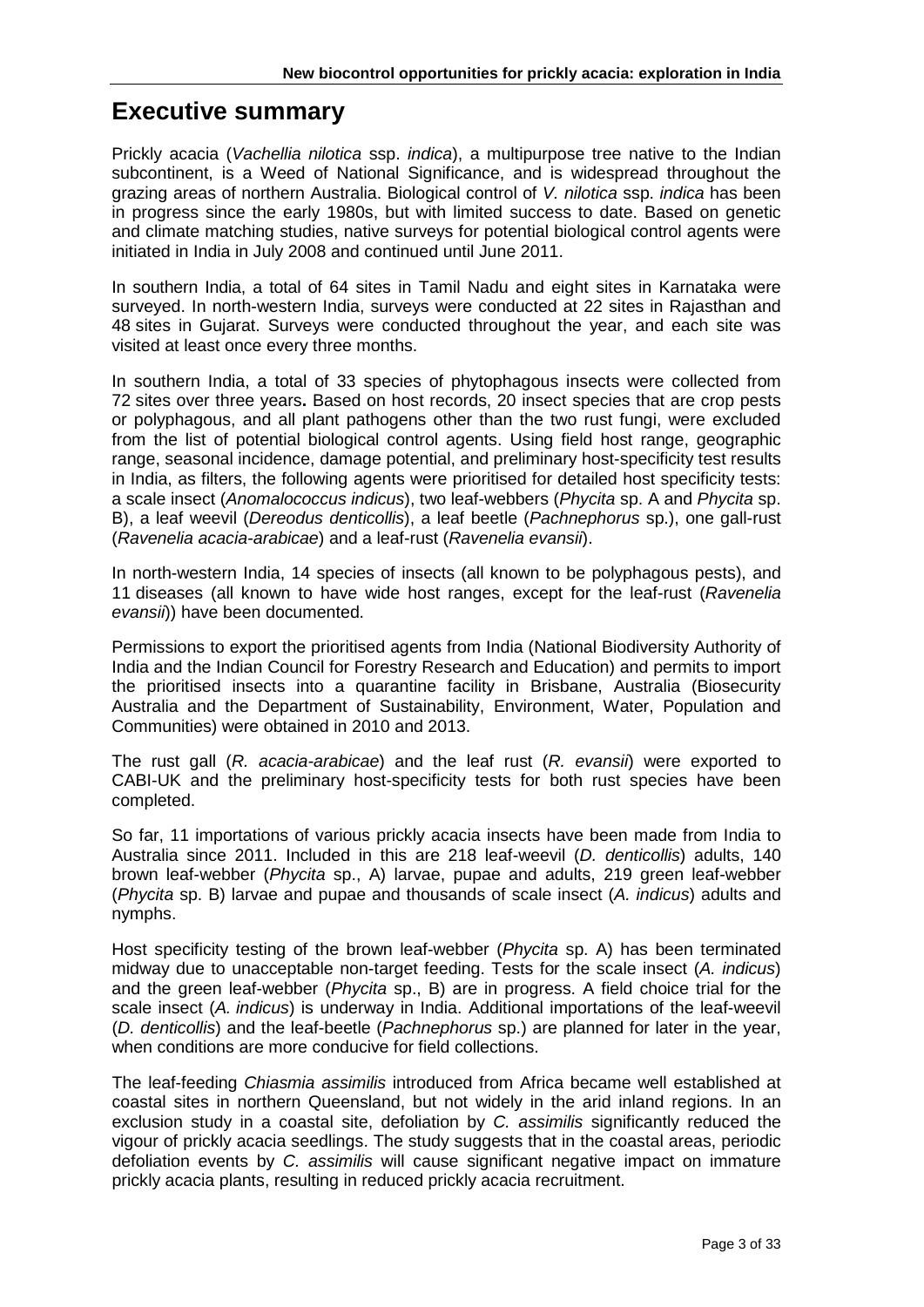# Executive summary

Prickly acacia (*Vachellia nilotica* ssp. *indica*), a multipurpose tree native to the Indian subcontinent, is a Weed of National Significance, and is widespread throughout the grazing areas of northern Australia. Biological control of *V. nilotica* ssp. *indica* has been in progress since the early 1980s, but with limited success to date. Based on genetic and climate matching studies, native surveys for potential biological control agents were initiated in India in July 2008 and continued until June 2011.

In southern India, a total of 64 sites in Tamil Nadu and eight sites in Karnataka were surveyed. In north-western India, surveys were conducted at 22 sites in Rajasthan and 48 sites in Gujarat. Surveys were conducted throughout the year, and each site was visited at least once every three months.

In southern India, a total of 33 species of phytophagous insects were collected from 72 sites over three years**.** Based on host records, 20 insect species that are crop pests or polyphagous, and all plant pathogens other than the two rust fungi, were excluded from the list of potential biological control agents. Using field host range, geographic range, seasonal incidence, damage potential, and preliminary host-specificity test results in India, as filters, the following agents were prioritised for detailed host specificity tests: a scale insect (*Anomalococcus indicus*), two leaf-webbers (*Phycita* sp. A and *Phycita* sp. B), a leaf weevil (*Dereodus denticollis*), a leaf beetle (*Pachnephorus* sp.), one gall-rust (*Ravenelia acacia-arabicae*) and a leaf-rust (*Ravenelia evansii*).

In north-western India, 14 species of insects (all known to be polyphagous pests), and 11 diseases (all known to have wide host ranges, except for the leaf-rust (*Ravenelia evansii*)) have been documented.

Permissions to export the prioritised agents from India (National Biodiversity Authority of India and the Indian Council for Forestry Research and Education) and permits to import the prioritised insects into a quarantine facility in Brisbane, Australia (Biosecurity Australia and the Department of Sustainability, Environment, Water, Population and Communities) were obtained in 2010 and 2013.

The rust gall (*R. acacia-arabicae*) and the leaf rust (*R. evansii*) were exported to CABI-UK and the preliminary host-specificity tests for both rust species have been completed.

So far, 11 importations of various prickly acacia insects have been made from India to Australia since 2011. Included in this are 218 leaf-weevil (*D. denticollis*) adults, 140 brown leaf-webber (*Phycita* sp., A) larvae, pupae and adults, 219 green leaf-webber (*Phycita* sp. B) larvae and pupae and thousands of scale insect (*A. indicus*) adults and nymphs.

Host specificity testing of the brown leaf-webber (*Phycita* sp. A) has been terminated midway due to unacceptable non-target feeding. Tests for the scale insect (*A. indicus*) and the green leaf-webber (*Phycita* sp., B) are in progress. A field choice trial for the scale insect (*A. indicus*) is underway in India. Additional importations of the leaf-weevil (*D. denticollis*) and the leaf-beetle (*Pachnephorus* sp.) are planned for later in the year, when conditions are more conducive for field collections.

The leaf-feeding *Chiasmia assimilis* introduced from Africa became well established at coastal sites in northern Queensland, but not widely in the arid inland regions. In an exclusion study in a coastal site, defoliation by *C. assimilis* significantly reduced the vigour of prickly acacia seedlings. The study suggests that in the coastal areas, periodic defoliation events by *C. assimilis* will cause significant negative impact on immature prickly acacia plants, resulting in reduced prickly acacia recruitment.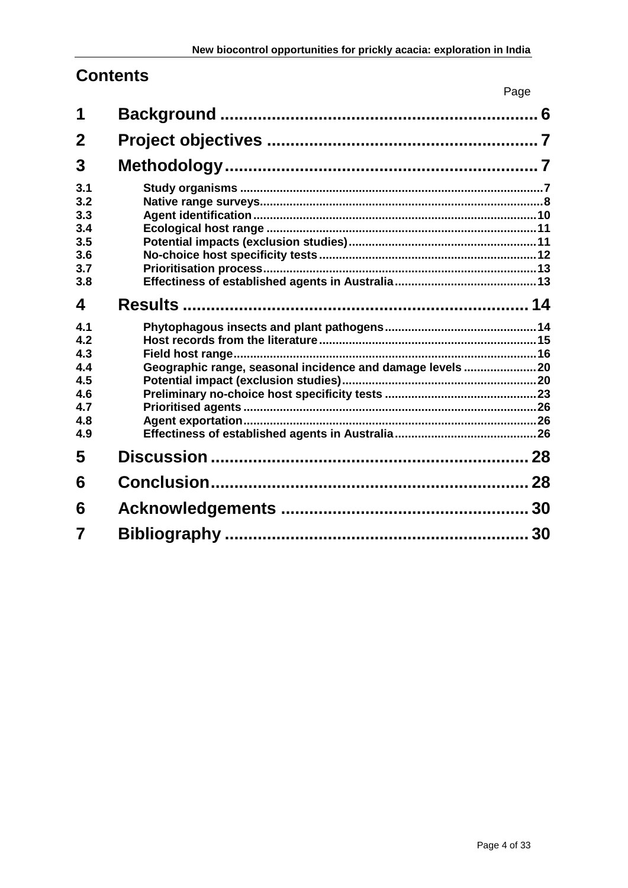## Contents

| | | Page |
|---|---|---|
| **1** | **Background** | **6** |
| **2** | **Project objectives** | **7** |
| **3** | **Methodology** | **7** |
| 3.1 | Study organisms | 7 |
| 3.2 | Native range surveys | 8 |
| 3.3 | Agent identification | 10 |
| 3.4 | Ecological host range | 11 |
| 3.5 | Potential impacts (exclusion studies) | 11 |
| 3.6 | No-choice host specificity tests | 12 |
| 3.7 | Prioritisation process | 13 |
| 3.8 | Effectiness of established agents in Australia | 13 |
| **4** | **Results** | **14** |
| 4.1 | Phytophagous insects and plant pathogens | 14 |
| 4.2 | Host records from the literature | 15 |
| 4.3 | Field host range | 16 |
| 4.4 | Geographic range, seasonal incidence and damage levels | 20 |
| 4.5 | Potential impact (exclusion studies) | 20 |
| 4.6 | Preliminary no-choice host specificity tests | 23 |
| 4.7 | Prioritised agents | 26 |
| 4.8 | Agent exportation | 26 |
| 4.9 | Effectiness of established agents in Australia | 26 |
| **5** | **Discussion** | **28** |
| **6** | **Conclusion** | **28** |
| **6** | **Acknowledgements** | **30** |
| **7** | **Bibliography** | **30** |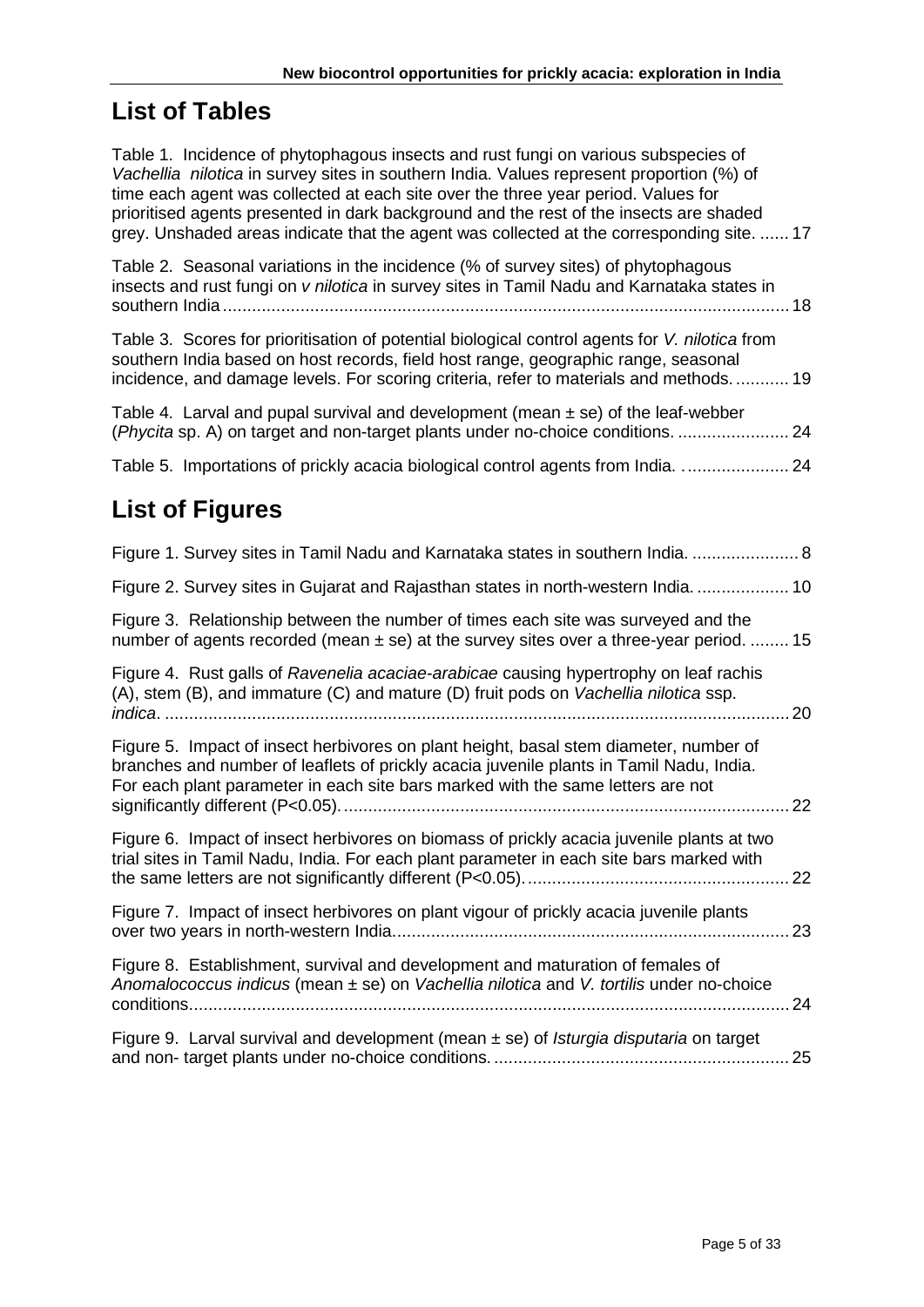# List of Tables

Table 1. Incidence of phytophagous insects and rust fungi on various subspecies of *Vachellia nilotica* in survey sites in southern India. Values represent proportion (%) of time each agent was collected at each site over the three year period. Values for prioritised agents presented in dark background and the rest of the insects are shaded grey. Unshaded areas indicate that the agent was collected at the corresponding site. ...... 17

Table 2. Seasonal variations in the incidence (% of survey sites) of phytophagous insects and rust fungi on *v nilotica* in survey sites in Tamil Nadu and Karnataka states in southern India ........ 18

Table 3. Scores for prioritisation of potential biological control agents for *V. nilotica* from southern India based on host records, field host range, geographic range, seasonal incidence, and damage levels. For scoring criteria, refer to materials and methods. ........... 19

Table 4. Larval and pupal survival and development (mean ± se) of the leaf-webber (*Phycita* sp. A) on target and non-target plants under no-choice conditions. ....................... 24

Table 5. Importations of prickly acacia biological control agents from India. ...................... 24

# List of Figures

Figure 1. Survey sites in Tamil Nadu and Karnataka states in southern India. ...................... 8

Figure 2. Survey sites in Gujarat and Rajasthan states in north-western India. ................... 10

Figure 3. Relationship between the number of times each site was surveyed and the number of agents recorded (mean ± se) at the survey sites over a three-year period. ........ 15

Figure 4. Rust galls of *Ravenelia acaciae-arabicae* causing hypertrophy on leaf rachis (A), stem (B), and immature (C) and mature (D) fruit pods on *Vachellia nilotica* ssp. *indica*. ........ 20

Figure 5. Impact of insect herbivores on plant height, basal stem diameter, number of branches and number of leaflets of prickly acacia juvenile plants in Tamil Nadu, India. For each plant parameter in each site bars marked with the same letters are not significantly different (P<0.05). ........ 22

Figure 6. Impact of insect herbivores on biomass of prickly acacia juvenile plants at two trial sites in Tamil Nadu, India. For each plant parameter in each site bars marked with the same letters are not significantly different (P<0.05). ........ 22

Figure 7. Impact of insect herbivores on plant vigour of prickly acacia juvenile plants over two years in north-western India. ........ 23

Figure 8. Establishment, survival and development and maturation of females of *Anomalococcus indicus* (mean ± se) on *Vachellia nilotica* and *V. tortilis* under no-choice conditions. ........ 24

Figure 9. Larval survival and development (mean ± se) of *Isturgia disputaria* on target and non- target plants under no-choice conditions. ........ 25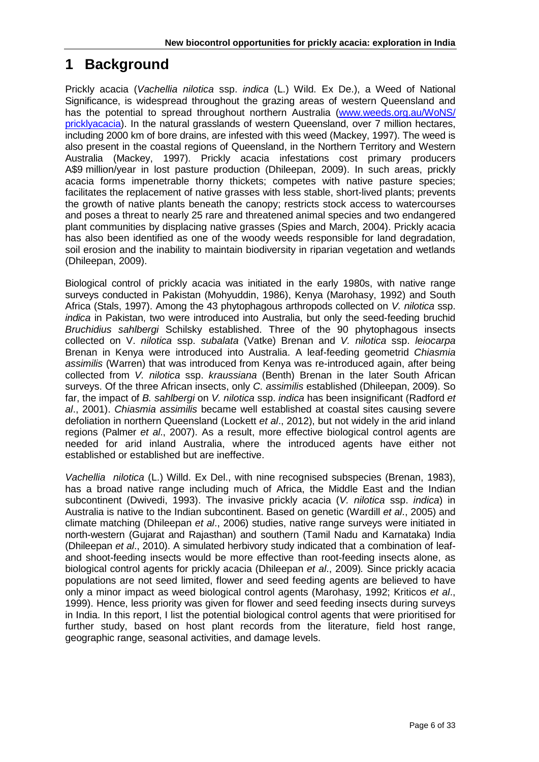# 1 Background

Prickly acacia (*Vachellia nilotica* ssp. *indica* (L.) Wild. Ex De.), a Weed of National Significance, is widespread throughout the grazing areas of western Queensland and has the potential to spread throughout northern Australia (www.weeds.org.au/WoNS/pricklyacacia). In the natural grasslands of western Queensland, over 7 million hectares, including 2000 km of bore drains, are infested with this weed (Mackey, 1997). The weed is also present in the coastal regions of Queensland, in the Northern Territory and Western Australia (Mackey, 1997). Prickly acacia infestations cost primary producers A$9 million/year in lost pasture production (Dhileepan, 2009). In such areas, prickly acacia forms impenetrable thorny thickets; competes with native pasture species; facilitates the replacement of native grasses with less stable, short-lived plants; prevents the growth of native plants beneath the canopy; restricts stock access to watercourses and poses a threat to nearly 25 rare and threatened animal species and two endangered plant communities by displacing native grasses (Spies and March, 2004). Prickly acacia has also been identified as one of the woody weeds responsible for land degradation, soil erosion and the inability to maintain biodiversity in riparian vegetation and wetlands (Dhileepan, 2009).

Biological control of prickly acacia was initiated in the early 1980s, with native range surveys conducted in Pakistan (Mohyuddin, 1986), Kenya (Marohasy, 1992) and South Africa (Stals, 1997). Among the 43 phytophagous arthropods collected on *V. nilotica* ssp. *indica* in Pakistan, two were introduced into Australia, but only the seed-feeding bruchid *Bruchidius sahlbergi* Schilsky established. Three of the 90 phytophagous insects collected on V. *nilotica* ssp. *subalata* (Vatke) Brenan and *V. nilotica* ssp. *leiocarpa* Brenan in Kenya were introduced into Australia. A leaf-feeding geometrid *Chiasmia assimilis* (Warren) that was introduced from Kenya was re-introduced again, after being collected from *V. nilotica* ssp. *kraussiana* (Benth) Brenan in the later South African surveys. Of the three African insects, only *C. assimilis* established (Dhileepan, 2009). So far, the impact of *B. sahlbergi* on *V. nilotica* ssp. *indica* has been insignificant (Radford *et al*., 2001). *Chiasmia assimilis* became well established at coastal sites causing severe defoliation in northern Queensland (Lockett *et al*., 2012), but not widely in the arid inland regions (Palmer *et al*., 2007). As a result, more effective biological control agents are needed for arid inland Australia, where the introduced agents have either not established or established but are ineffective.

*Vachellia nilotica* (L.) Willd. Ex Del., with nine recognised subspecies (Brenan, 1983), has a broad native range including much of Africa, the Middle East and the Indian subcontinent (Dwivedi, 1993). The invasive prickly acacia (*V. nilotica* ssp. *indica*) in Australia is native to the Indian subcontinent. Based on genetic (Wardill *et al*., 2005) and climate matching (Dhileepan *et al*., 2006) studies, native range surveys were initiated in north-western (Gujarat and Rajasthan) and southern (Tamil Nadu and Karnataka) India (Dhileepan *et al*., 2010). A simulated herbivory study indicated that a combination of leaf- and shoot-feeding insects would be more effective than root-feeding insects alone, as biological control agents for prickly acacia (Dhileepan *et al*., 2009). Since prickly acacia populations are not seed limited, flower and seed feeding agents are believed to have only a minor impact as weed biological control agents (Marohasy, 1992; Kriticos *et al*., 1999). Hence, less priority was given for flower and seed feeding insects during surveys in India. In this report, I list the potential biological control agents that were prioritised for further study, based on host plant records from the literature, field host range, geographic range, seasonal activities, and damage levels.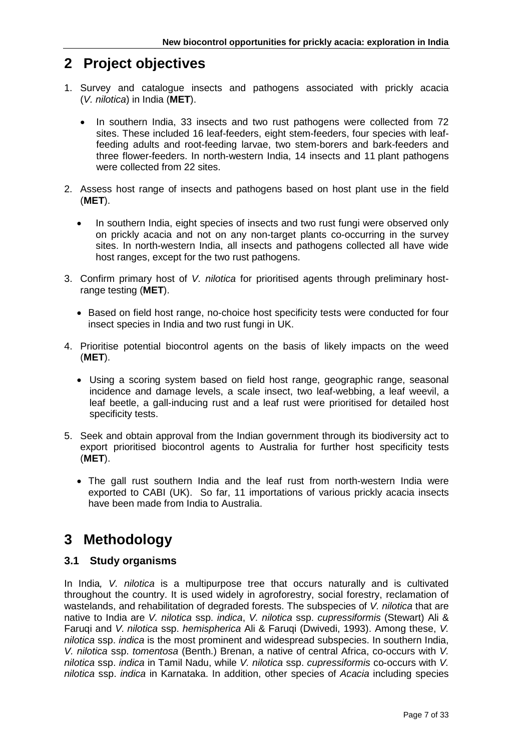## 2 Project objectives

1. Survey and catalogue insects and pathogens associated with prickly acacia (*V. nilotica*) in India (**MET**).

   - In southern India, 33 insects and two rust pathogens were collected from 72 sites. These included 16 leaf-feeders, eight stem-feeders, four species with leaf-feeding adults and root-feeding larvae, two stem-borers and bark-feeders and three flower-feeders. In north-western India, 14 insects and 11 plant pathogens were collected from 22 sites.

2. Assess host range of insects and pathogens based on host plant use in the field (**MET**).

   - In southern India, eight species of insects and two rust fungi were observed only on prickly acacia and not on any non-target plants co-occurring in the survey sites. In north-western India, all insects and pathogens collected all have wide host ranges, except for the two rust pathogens.

3. Confirm primary host of *V. nilotica* for prioritised agents through preliminary host-range testing (**MET**).

   - Based on field host range, no-choice host specificity tests were conducted for four insect species in India and two rust fungi in UK.

4. Prioritise potential biocontrol agents on the basis of likely impacts on the weed (**MET**).

   - Using a scoring system based on field host range, geographic range, seasonal incidence and damage levels, a scale insect, two leaf-webbing, a leaf weevil, a leaf beetle, a gall-inducing rust and a leaf rust were prioritised for detailed host specificity tests.

5. Seek and obtain approval from the Indian government through its biodiversity act to export prioritised biocontrol agents to Australia for further host specificity tests (**MET**).

   - The gall rust southern India and the leaf rust from north-western India were exported to CABI (UK). So far, 11 importations of various prickly acacia insects have been made from India to Australia.

## 3 Methodology

### 3.1 Study organisms

In India*, V. nilotica* is a multipurpose tree that occurs naturally and is cultivated throughout the country. It is used widely in agroforestry, social forestry, reclamation of wastelands, and rehabilitation of degraded forests. The subspecies of *V. nilotica* that are native to India are *V. nilotica* ssp. *indica*, *V. nilotica* ssp. *cupressiformis* (Stewart) Ali & Faruqi and *V. nilotica* ssp. *hemispherica* Ali & Faruqi (Dwivedi, 1993). Among these, *V. nilotica* ssp. *indica* is the most prominent and widespread subspecies. In southern India, *V. nilotica* ssp. *tomentosa* (Benth.) Brenan, a native of central Africa, co-occurs with *V. nilotica* ssp. *indica* in Tamil Nadu, while *V. nilotica* ssp. *cupressiformis* co-occurs with *V. nilotica* ssp. *indica* in Karnataka. In addition, other species of *Acacia* including species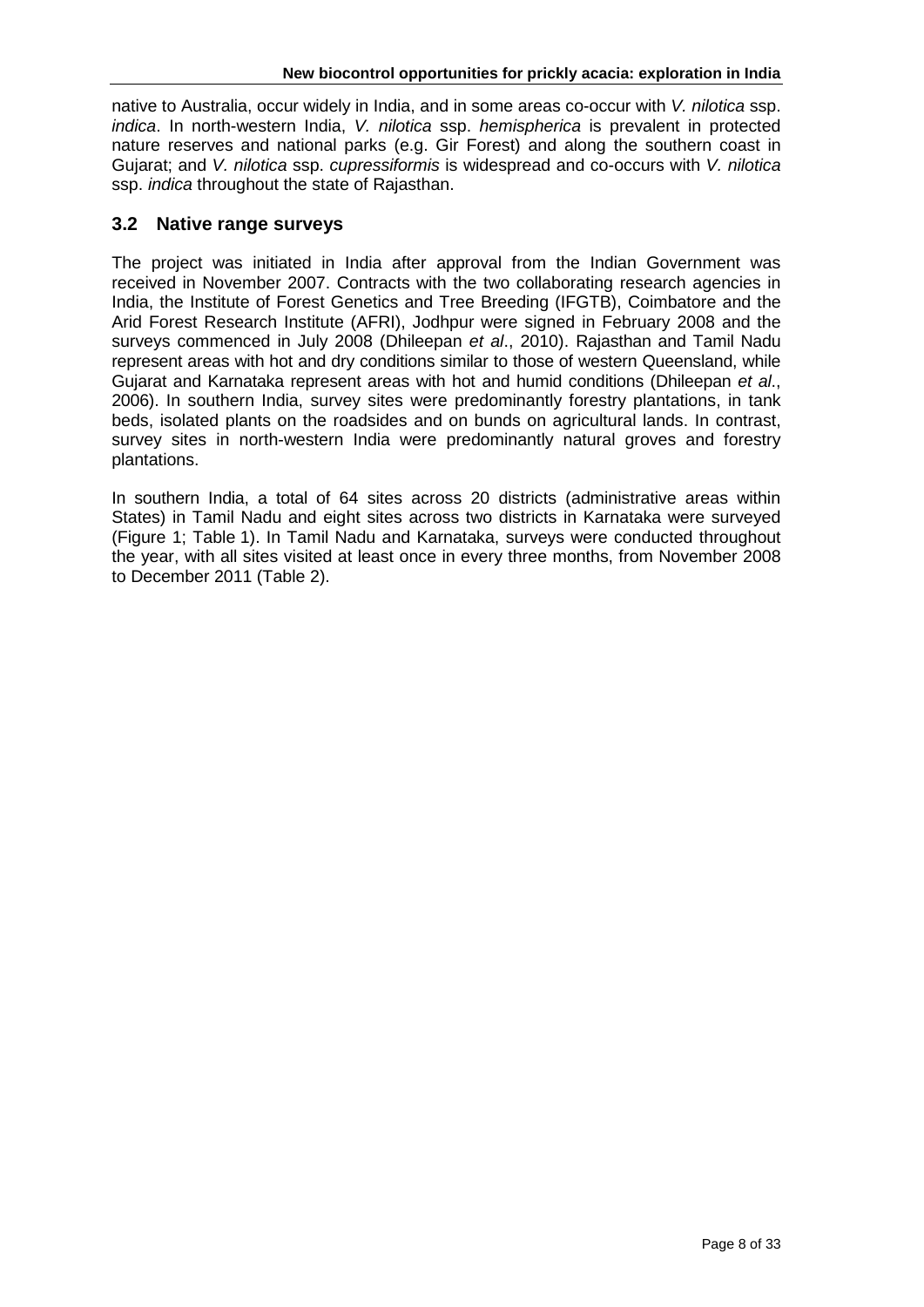native to Australia, occur widely in India, and in some areas co-occur with *V. nilotica* ssp. *indica*. In north-western India, *V. nilotica* ssp. *hemispherica* is prevalent in protected nature reserves and national parks (e.g. Gir Forest) and along the southern coast in Gujarat; and *V. nilotica* ssp. *cupressiformis* is widespread and co-occurs with *V. nilotica* ssp. *indica* throughout the state of Rajasthan.

## 3.2 Native range surveys

The project was initiated in India after approval from the Indian Government was received in November 2007. Contracts with the two collaborating research agencies in India, the Institute of Forest Genetics and Tree Breeding (IFGTB), Coimbatore and the Arid Forest Research Institute (AFRI), Jodhpur were signed in February 2008 and the surveys commenced in July 2008 (Dhileepan *et al*., 2010). Rajasthan and Tamil Nadu represent areas with hot and dry conditions similar to those of western Queensland, while Gujarat and Karnataka represent areas with hot and humid conditions (Dhileepan *et al*., 2006). In southern India, survey sites were predominantly forestry plantations, in tank beds, isolated plants on the roadsides and on bunds on agricultural lands. In contrast, survey sites in north-western India were predominantly natural groves and forestry plantations.

In southern India, a total of 64 sites across 20 districts (administrative areas within States) in Tamil Nadu and eight sites across two districts in Karnataka were surveyed (Figure 1; Table 1). In Tamil Nadu and Karnataka, surveys were conducted throughout the year, with all sites visited at least once in every three months, from November 2008 to December 2011 (Table 2).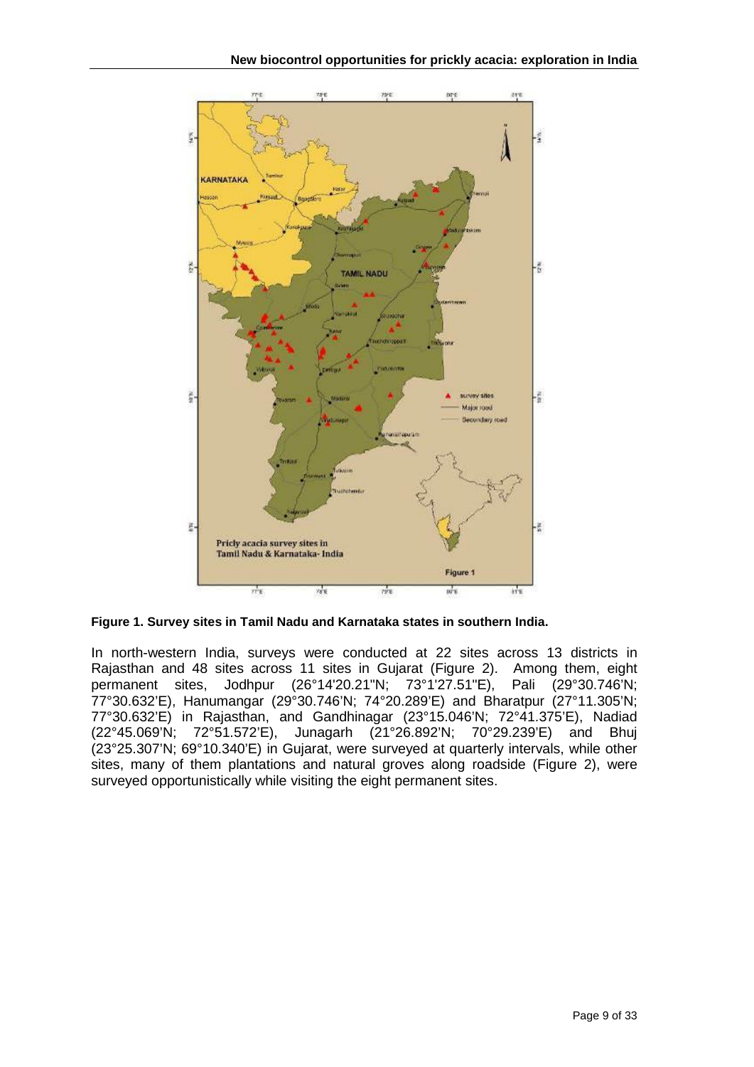**Figure 1. Survey sites in Tamil Nadu and Karnataka states in southern India.**

In north-western India, surveys were conducted at 22 sites across 13 districts in Rajasthan and 48 sites across 11 sites in Gujarat (Figure 2). Among them, eight permanent sites, Jodhpur (26°14'20.21"N; 73°1'27.51"E), Pali (29°30.746'N; 77°30.632'E), Hanumangar (29°30.746'N; 74°20.289'E) and Bharatpur (27°11.305'N; 77°30.632'E) in Rajasthan, and Gandhinagar (23°15.046'N; 72°41.375'E), Nadiad (22°45.069'N; 72°51.572'E), Junagarh (21°26.892'N; 70°29.239'E) and Bhuj (23°25.307'N; 69°10.340'E) in Gujarat, were surveyed at quarterly intervals, while other sites, many of them plantations and natural groves along roadside (Figure 2), were surveyed opportunistically while visiting the eight permanent sites.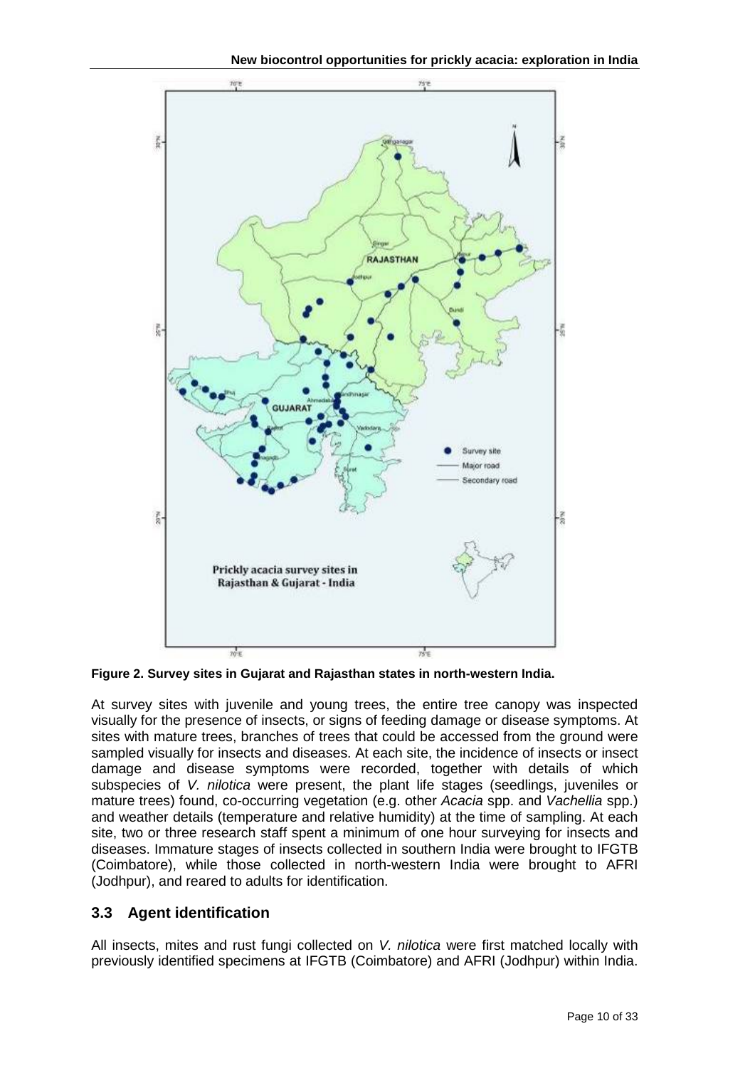**Figure 2. Survey sites in Gujarat and Rajasthan states in north-western India.**

At survey sites with juvenile and young trees, the entire tree canopy was inspected visually for the presence of insects, or signs of feeding damage or disease symptoms. At sites with mature trees, branches of trees that could be accessed from the ground were sampled visually for insects and diseases. At each site, the incidence of insects or insect damage and disease symptoms were recorded, together with details of which subspecies of *V. nilotica* were present, the plant life stages (seedlings, juveniles or mature trees) found, co-occurring vegetation (e.g. other *Acacia* spp. and *Vachellia* spp.) and weather details (temperature and relative humidity) at the time of sampling. At each site, two or three research staff spent a minimum of one hour surveying for insects and diseases. Immature stages of insects collected in southern India were brought to IFGTB (Coimbatore), while those collected in north-western India were brought to AFRI (Jodhpur), and reared to adults for identification.

## 3.3 Agent identification

All insects, mites and rust fungi collected on *V. nilotica* were first matched locally with previously identified specimens at IFGTB (Coimbatore) and AFRI (Jodhpur) within India.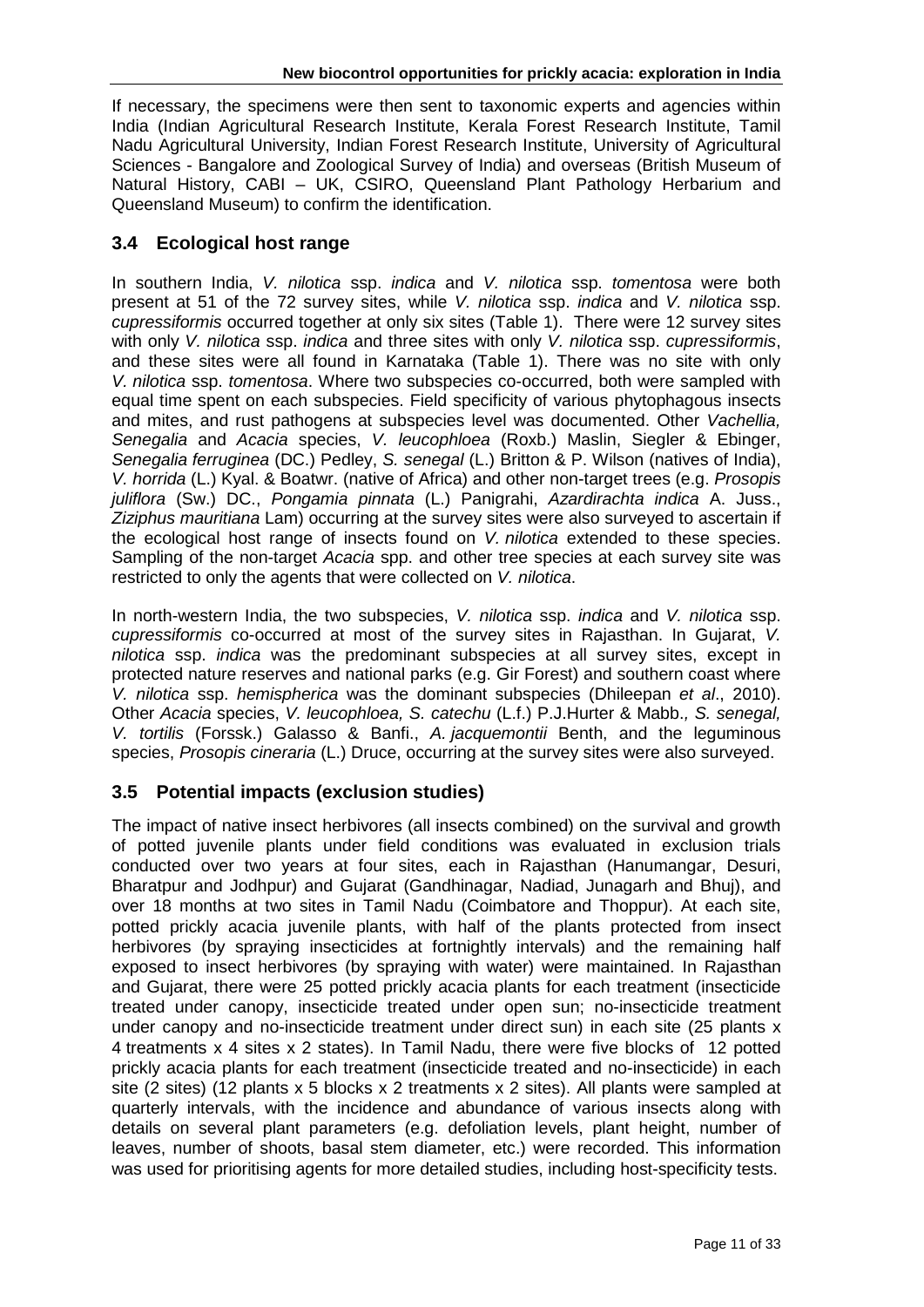If necessary, the specimens were then sent to taxonomic experts and agencies within India (Indian Agricultural Research Institute, Kerala Forest Research Institute, Tamil Nadu Agricultural University, Indian Forest Research Institute, University of Agricultural Sciences - Bangalore and Zoological Survey of India) and overseas (British Museum of Natural History, CABI – UK, CSIRO, Queensland Plant Pathology Herbarium and Queensland Museum) to confirm the identification.

## 3.4 Ecological host range

In southern India, *V. nilotica* ssp. *indica* and *V. nilotica* ssp. *tomentosa* were both present at 51 of the 72 survey sites, while *V. nilotica* ssp. *indica* and *V. nilotica* ssp. *cupressiformis* occurred together at only six sites (Table 1). There were 12 survey sites with only *V. nilotica* ssp. *indica* and three sites with only *V. nilotica* ssp. *cupressiformis*, and these sites were all found in Karnataka (Table 1). There was no site with only *V. nilotica* ssp. *tomentosa*. Where two subspecies co-occurred, both were sampled with equal time spent on each subspecies. Field specificity of various phytophagous insects and mites, and rust pathogens at subspecies level was documented. Other *Vachellia, Senegalia* and *Acacia* species, *V. leucophloea* (Roxb.) Maslin, Siegler & Ebinger, *Senegalia ferruginea* (DC.) Pedley, *S. senegal* (L.) Britton & P. Wilson (natives of India), *V. horrida* (L.) Kyal. & Boatwr. (native of Africa) and other non-target trees (e.g. *Prosopis juliflora* (Sw.) DC., *Pongamia pinnata* (L.) Panigrahi, *Azardirachta indica* A. Juss., *Ziziphus mauritiana* Lam) occurring at the survey sites were also surveyed to ascertain if the ecological host range of insects found on *V. nilotica* extended to these species. Sampling of the non-target *Acacia* spp. and other tree species at each survey site was restricted to only the agents that were collected on *V. nilotica*.

In north-western India, the two subspecies, *V. nilotica* ssp. *indica* and *V. nilotica* ssp. *cupressiformis* co-occurred at most of the survey sites in Rajasthan. In Gujarat, *V. nilotica* ssp. *indica* was the predominant subspecies at all survey sites, except in protected nature reserves and national parks (e.g. Gir Forest) and southern coast where *V. nilotica* ssp. *hemispherica* was the dominant subspecies (Dhileepan *et al*., 2010). Other *Acacia* species, *V. leucophloea, S. catechu* (L.f.) P.J.Hurter & Mabb.*, S. senegal, V. tortilis* (Forssk.) Galasso & Banfi., *A. jacquemontii* Benth, and the leguminous species, *Prosopis cineraria* (L.) Druce, occurring at the survey sites were also surveyed.

## 3.5 Potential impacts (exclusion studies)

The impact of native insect herbivores (all insects combined) on the survival and growth of potted juvenile plants under field conditions was evaluated in exclusion trials conducted over two years at four sites, each in Rajasthan (Hanumangar, Desuri, Bharatpur and Jodhpur) and Gujarat (Gandhinagar, Nadiad, Junagarh and Bhuj), and over 18 months at two sites in Tamil Nadu (Coimbatore and Thoppur). At each site, potted prickly acacia juvenile plants, with half of the plants protected from insect herbivores (by spraying insecticides at fortnightly intervals) and the remaining half exposed to insect herbivores (by spraying with water) were maintained. In Rajasthan and Gujarat, there were 25 potted prickly acacia plants for each treatment (insecticide treated under canopy, insecticide treated under open sun; no-insecticide treatment under canopy and no-insecticide treatment under direct sun) in each site (25 plants x 4 treatments x 4 sites x 2 states). In Tamil Nadu, there were five blocks of 12 potted prickly acacia plants for each treatment (insecticide treated and no-insecticide) in each site (2 sites) (12 plants x 5 blocks x 2 treatments x 2 sites). All plants were sampled at quarterly intervals, with the incidence and abundance of various insects along with details on several plant parameters (e.g. defoliation levels, plant height, number of leaves, number of shoots, basal stem diameter, etc.) were recorded. This information was used for prioritising agents for more detailed studies, including host-specificity tests.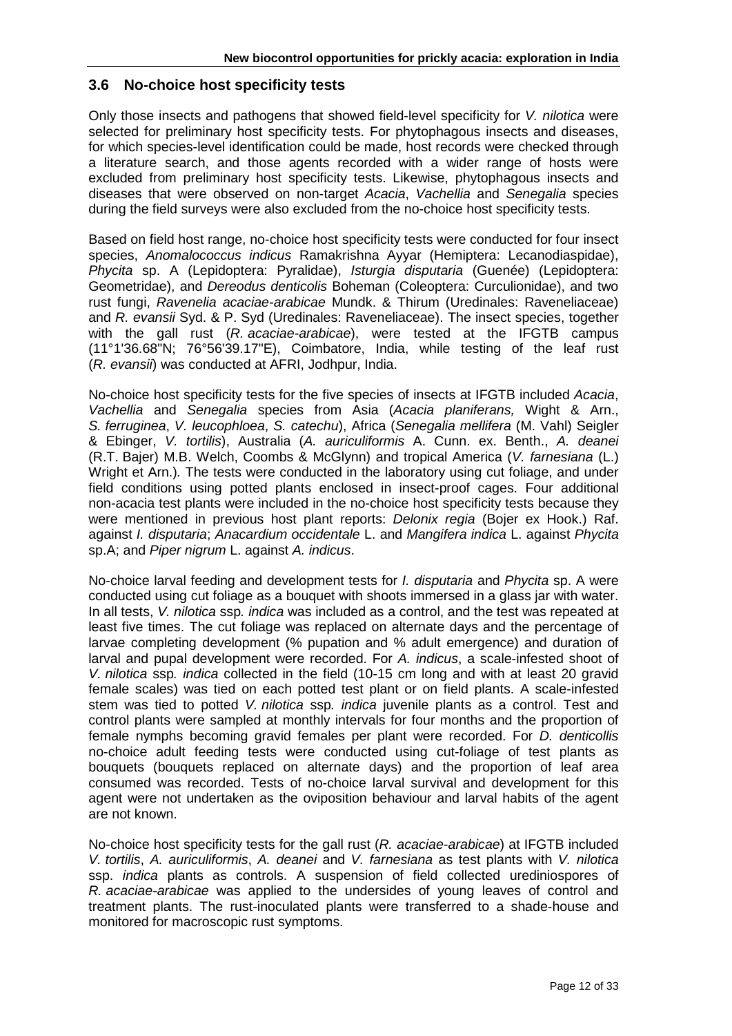## 3.6 No-choice host specificity tests

Only those insects and pathogens that showed field-level specificity for *V. nilotica* were selected for preliminary host specificity tests. For phytophagous insects and diseases, for which species-level identification could be made, host records were checked through a literature search, and those agents recorded with a wider range of hosts were excluded from preliminary host specificity tests. Likewise, phytophagous insects and diseases that were observed on non-target *Acacia*, *Vachellia* and *Senegalia* species during the field surveys were also excluded from the no-choice host specificity tests.

Based on field host range, no-choice host specificity tests were conducted for four insect species, *Anomalococcus indicus* Ramakrishna Ayyar (Hemiptera: Lecanodiaspidae), *Phycita* sp. A (Lepidoptera: Pyralidae), *Isturgia disputaria* (Guenée) (Lepidoptera: Geometridae), and *Dereodus denticolis* Boheman (Coleoptera: Curculionidae), and two rust fungi, *Ravenelia acaciae-arabicae* Mundk. & Thirum (Uredinales: Raveneliaceae) and *R. evansii* Syd. & P. Syd (Uredinales: Raveneliaceae). The insect species, together with the gall rust (*R. acaciae-arabicae*), were tested at the IFGTB campus (11°1'36.68"N; 76°56'39.17"E), Coimbatore, India, while testing of the leaf rust (*R. evansii*) was conducted at AFRI, Jodhpur, India.

No-choice host specificity tests for the five species of insects at IFGTB included *Acacia*, *Vachellia* and *Senegalia* species from Asia (*Acacia planiferans,* Wight & Arn., *S. ferruginea*, *V. leucophloea*, *S. catechu*), Africa (*Senegalia mellifera* (M. Vahl) Seigler & Ebinger, *V. tortilis*), Australia (*A. auriculiformis* A. Cunn. ex. Benth., *A. deanei* (R.T. Bajer) M.B. Welch, Coombs & McGlynn) and tropical America (*V. farnesiana* (L.) Wright et Arn.)*.* The tests were conducted in the laboratory using cut foliage, and under field conditions using potted plants enclosed in insect-proof cages. Four additional non-acacia test plants were included in the no-choice host specificity tests because they were mentioned in previous host plant reports: *Delonix regia* (Bojer ex Hook.) Raf. against *I. disputaria*; *Anacardium occidentale* L. and *Mangifera indica* L. against *Phycita* sp.A; and *Piper nigrum* L. against *A. indicus*.

No-choice larval feeding and development tests for *I. disputaria* and *Phycita* sp. A were conducted using cut foliage as a bouquet with shoots immersed in a glass jar with water. In all tests, *V. nilotica* ssp*. indica* was included as a control, and the test was repeated at least five times. The cut foliage was replaced on alternate days and the percentage of larvae completing development (% pupation and % adult emergence) and duration of larval and pupal development were recorded. For *A. indicus*, a scale-infested shoot of *V. nilotica* ssp*. indica* collected in the field (10-15 cm long and with at least 20 gravid female scales) was tied on each potted test plant or on field plants. A scale-infested stem was tied to potted *V. nilotica* ssp*. indica* juvenile plants as a control. Test and control plants were sampled at monthly intervals for four months and the proportion of female nymphs becoming gravid females per plant were recorded. For *D. denticollis* no-choice adult feeding tests were conducted using cut-foliage of test plants as bouquets (bouquets replaced on alternate days) and the proportion of leaf area consumed was recorded. Tests of no-choice larval survival and development for this agent were not undertaken as the oviposition behaviour and larval habits of the agent are not known.

No-choice host specificity tests for the gall rust (*R. acaciae-arabicae*) at IFGTB included *V. tortilis*, *A. auriculiformis*, *A. deanei* and *V. farnesiana* as test plants with *V. nilotica* ssp. *indica* plants as controls. A suspension of field collected urediniospores of *R. acaciae-arabicae* was applied to the undersides of young leaves of control and treatment plants. The rust-inoculated plants were transferred to a shade-house and monitored for macroscopic rust symptoms.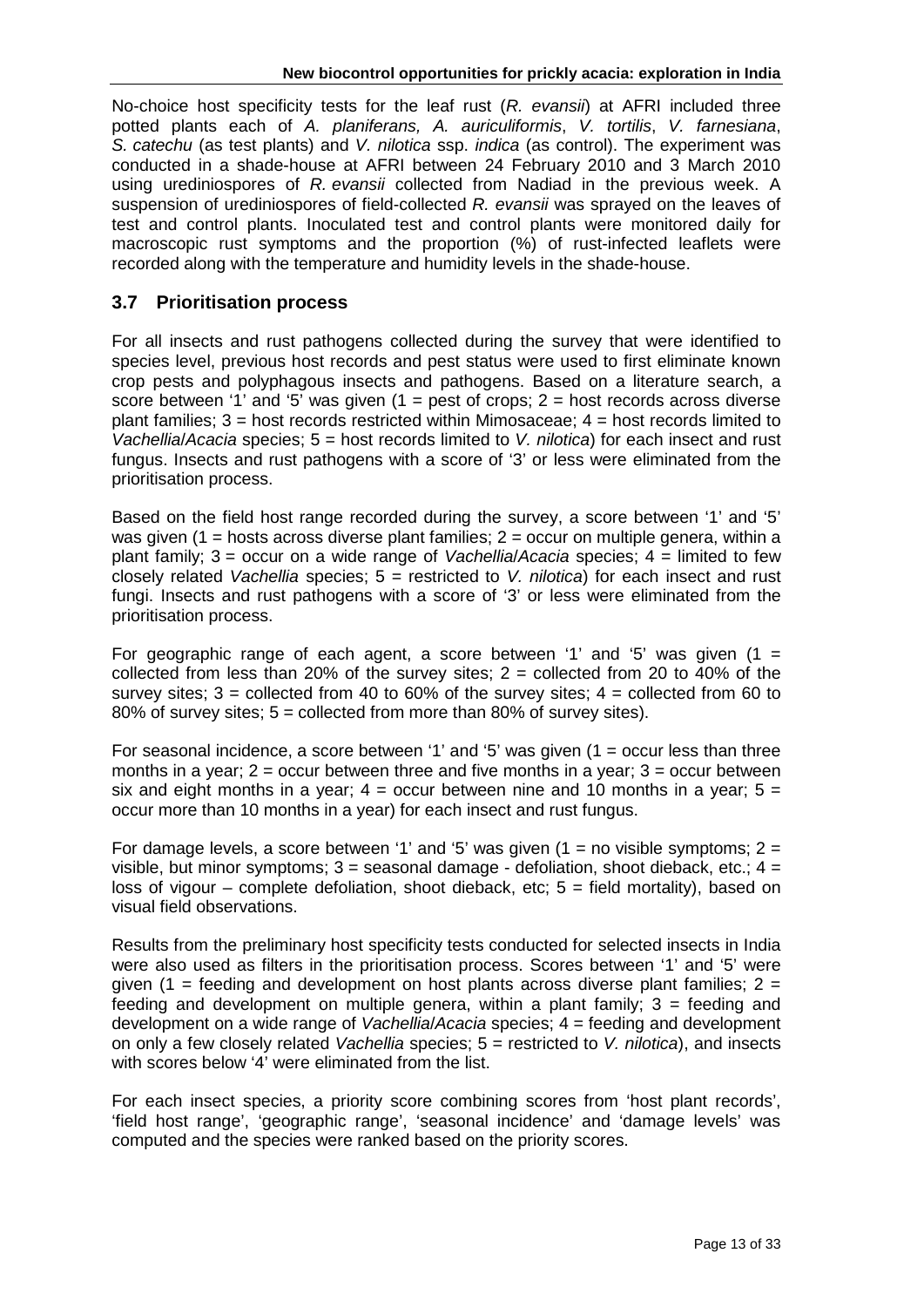No-choice host specificity tests for the leaf rust (*R. evansii*) at AFRI included three potted plants each of *A. planiferans, A. auriculiformis*, *V. tortilis*, *V. farnesiana*, *S. catechu* (as test plants) and *V. nilotica* ssp. *indica* (as control). The experiment was conducted in a shade-house at AFRI between 24 February 2010 and 3 March 2010 using urediniospores of *R. evansii* collected from Nadiad in the previous week. A suspension of urediniospores of field-collected *R. evansii* was sprayed on the leaves of test and control plants. Inoculated test and control plants were monitored daily for macroscopic rust symptoms and the proportion (%) of rust-infected leaflets were recorded along with the temperature and humidity levels in the shade-house.

### 3.7 Prioritisation process

For all insects and rust pathogens collected during the survey that were identified to species level, previous host records and pest status were used to first eliminate known crop pests and polyphagous insects and pathogens. Based on a literature search, a score between '1' and '5' was given (1 = pest of crops; 2 = host records across diverse plant families; 3 = host records restricted within Mimosaceae; 4 = host records limited to *Vachellia*/*Acacia* species; 5 = host records limited to *V. nilotica*) for each insect and rust fungus. Insects and rust pathogens with a score of '3' or less were eliminated from the prioritisation process.

Based on the field host range recorded during the survey, a score between '1' and '5' was given (1 = hosts across diverse plant families; 2 = occur on multiple genera, within a plant family; 3 = occur on a wide range of *Vachellia*/*Acacia* species; 4 = limited to few closely related *Vachellia* species; 5 = restricted to *V. nilotica*) for each insect and rust fungi. Insects and rust pathogens with a score of '3' or less were eliminated from the prioritisation process.

For geographic range of each agent, a score between '1' and '5' was given (1 = collected from less than 20% of the survey sites; 2 = collected from 20 to 40% of the survey sites; 3 = collected from 40 to 60% of the survey sites; 4 = collected from 60 to 80% of survey sites; 5 = collected from more than 80% of survey sites).

For seasonal incidence, a score between '1' and '5' was given (1 = occur less than three months in a year; 2 = occur between three and five months in a year; 3 = occur between six and eight months in a year; 4 = occur between nine and 10 months in a year; 5 = occur more than 10 months in a year) for each insect and rust fungus.

For damage levels, a score between '1' and '5' was given (1 = no visible symptoms; 2 = visible, but minor symptoms; 3 = seasonal damage - defoliation, shoot dieback, etc.; 4 = loss of vigour – complete defoliation, shoot dieback, etc; 5 = field mortality), based on visual field observations.

Results from the preliminary host specificity tests conducted for selected insects in India were also used as filters in the prioritisation process. Scores between '1' and '5' were given (1 = feeding and development on host plants across diverse plant families; 2 = feeding and development on multiple genera, within a plant family; 3 = feeding and development on a wide range of *Vachellia*/*Acacia* species; 4 = feeding and development on only a few closely related *Vachellia* species; 5 = restricted to *V. nilotica*), and insects with scores below '4' were eliminated from the list.

For each insect species, a priority score combining scores from 'host plant records', 'field host range', 'geographic range', 'seasonal incidence' and 'damage levels' was computed and the species were ranked based on the priority scores.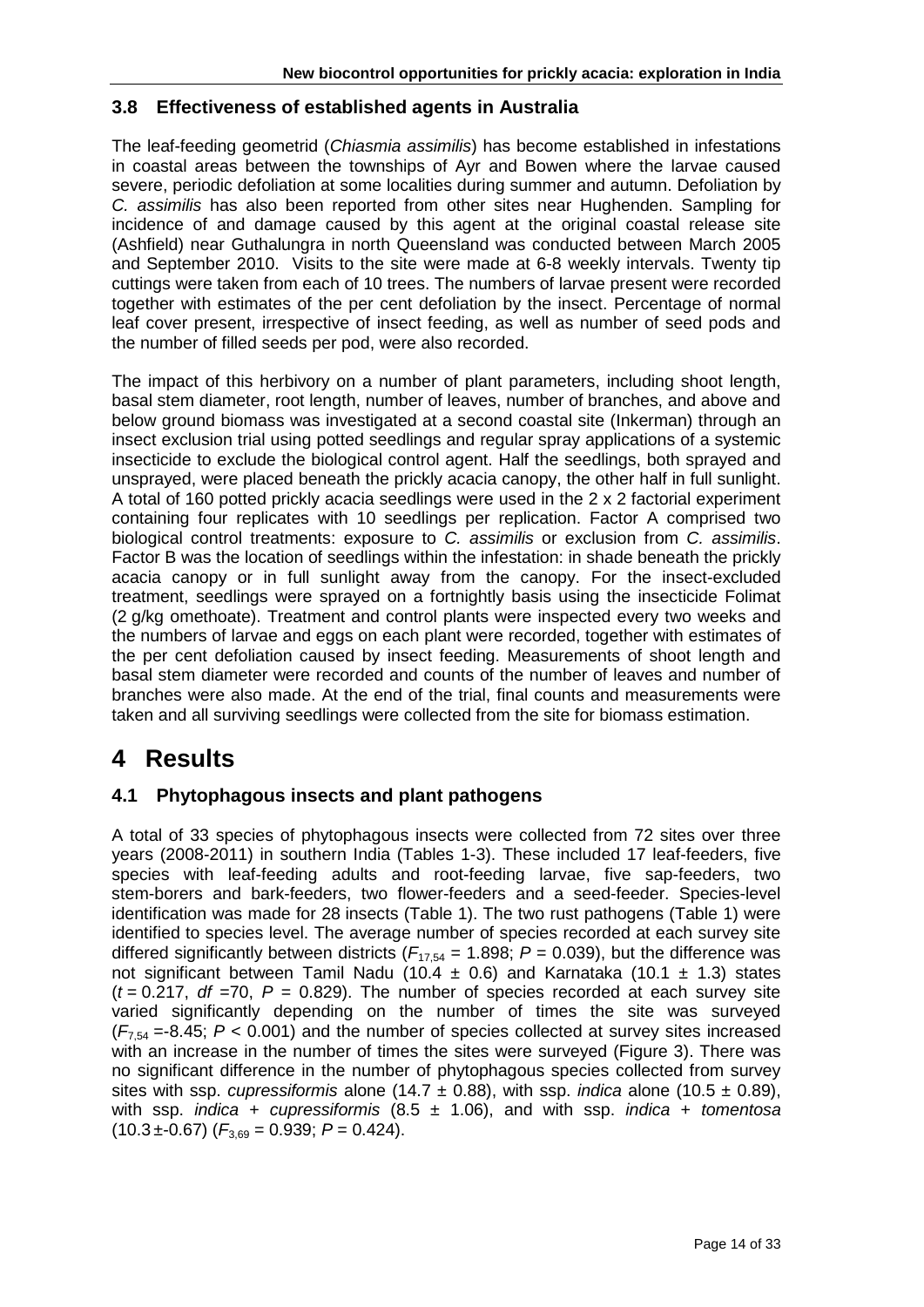### 3.8 Effectiveness of established agents in Australia

The leaf-feeding geometrid (*Chiasmia assimilis*) has become established in infestations in coastal areas between the townships of Ayr and Bowen where the larvae caused severe, periodic defoliation at some localities during summer and autumn. Defoliation by *C. assimilis* has also been reported from other sites near Hughenden. Sampling for incidence of and damage caused by this agent at the original coastal release site (Ashfield) near Guthalungra in north Queensland was conducted between March 2005 and September 2010. Visits to the site were made at 6-8 weekly intervals. Twenty tip cuttings were taken from each of 10 trees. The numbers of larvae present were recorded together with estimates of the per cent defoliation by the insect. Percentage of normal leaf cover present, irrespective of insect feeding, as well as number of seed pods and the number of filled seeds per pod, were also recorded.

The impact of this herbivory on a number of plant parameters, including shoot length, basal stem diameter, root length, number of leaves, number of branches, and above and below ground biomass was investigated at a second coastal site (Inkerman) through an insect exclusion trial using potted seedlings and regular spray applications of a systemic insecticide to exclude the biological control agent. Half the seedlings, both sprayed and unsprayed, were placed beneath the prickly acacia canopy, the other half in full sunlight. A total of 160 potted prickly acacia seedlings were used in the 2 x 2 factorial experiment containing four replicates with 10 seedlings per replication. Factor A comprised two biological control treatments: exposure to *C. assimilis* or exclusion from *C. assimilis*. Factor B was the location of seedlings within the infestation: in shade beneath the prickly acacia canopy or in full sunlight away from the canopy. For the insect-excluded treatment, seedlings were sprayed on a fortnightly basis using the insecticide Folimat (2 g/kg omethoate). Treatment and control plants were inspected every two weeks and the numbers of larvae and eggs on each plant were recorded, together with estimates of the per cent defoliation caused by insect feeding. Measurements of shoot length and basal stem diameter were recorded and counts of the number of leaves and number of branches were also made. At the end of the trial, final counts and measurements were taken and all surviving seedlings were collected from the site for biomass estimation.

# 4 Results

## 4.1 Phytophagous insects and plant pathogens

A total of 33 species of phytophagous insects were collected from 72 sites over three years (2008-2011) in southern India (Tables 1-3). These included 17 leaf-feeders, five species with leaf-feeding adults and root-feeding larvae, five sap-feeders, two stem-borers and bark-feeders, two flower-feeders and a seed-feeder. Species-level identification was made for 28 insects (Table 1). The two rust pathogens (Table 1) were identified to species level. The average number of species recorded at each survey site differed significantly between districts ($F_{17,54}$ = 1.898; $P$ = 0.039), but the difference was not significant between Tamil Nadu (10.4 ± 0.6) and Karnataka (10.1 ± 1.3) states ($t$ = 0.217, $df$ =70, $P$ = 0.829). The number of species recorded at each survey site varied significantly depending on the number of times the site was surveyed ($F_{7,54}$ =-8.45; $P$ < 0.001) and the number of species collected at survey sites increased with an increase in the number of times the sites were surveyed (Figure 3). There was no significant difference in the number of phytophagous species collected from survey sites with ssp. *cupressiformis* alone (14.7 ± 0.88), with ssp. *indica* alone (10.5 ± 0.89), with ssp. *indica* + *cupressiformis* (8.5 ± 1.06), and with ssp. *indica* + *tomentosa* (10.3 ±-0.67) ($F_{3,69}$ = 0.939; $P$ = 0.424).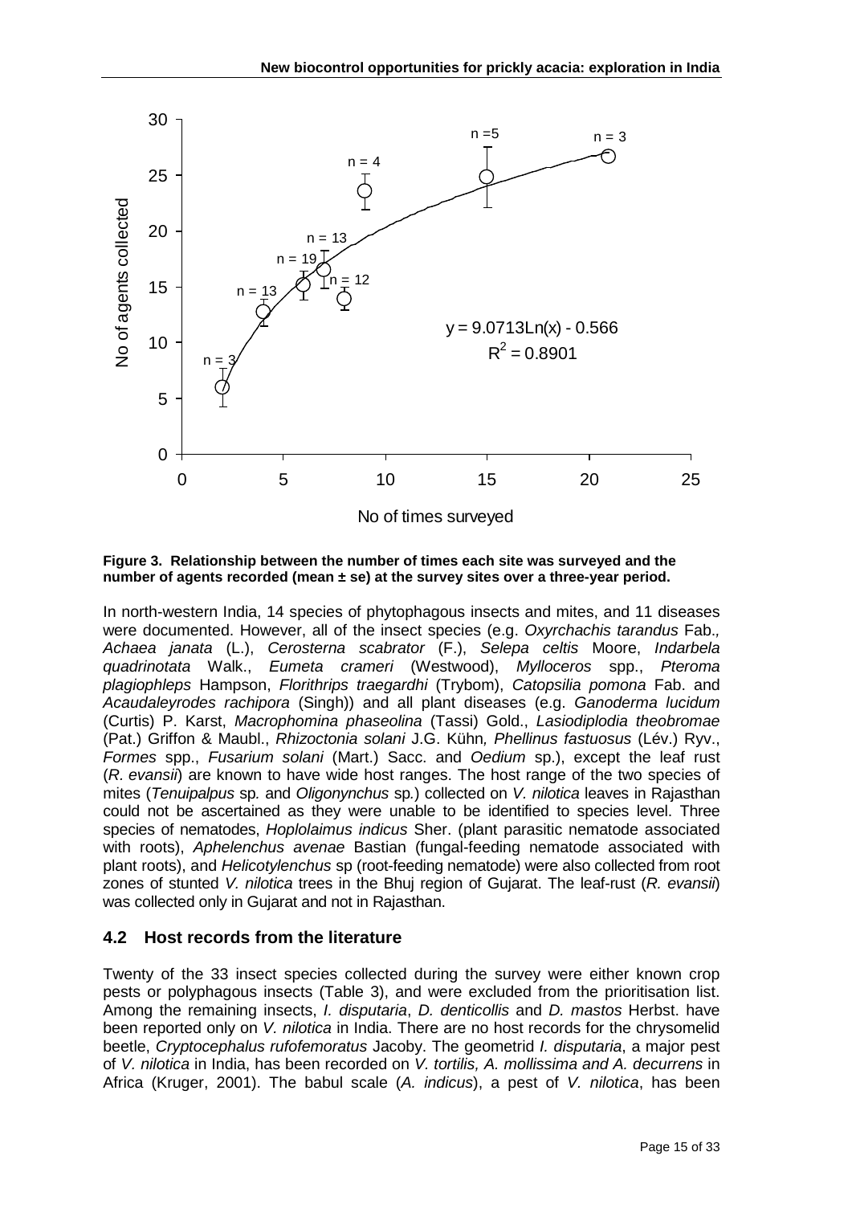**Figure 3. Relationship between the number of times each site was surveyed and the number of agents recorded (mean ± se) at the survey sites over a three-year period.**

In north-western India, 14 species of phytophagous insects and mites, and 11 diseases were documented. However, all of the insect species (e.g. *Oxyrchachis tarandus* Fab., *Achaea janata* (L.), *Cerosterna scabrator* (F.), *Selepa celtis* Moore, *Indarbela quadrinotata* Walk., *Eumeta crameri* (Westwood), *Mylloceros* spp., *Pteroma plagiophleps* Hampson, *Florithrips traegardhi* (Trybom), *Catopsilia pomona* Fab. and *Acaudaleyrodes rachipora* (Singh)) and all plant diseases (e.g. *Ganoderma lucidum* (Curtis) P. Karst, *Macrophomina phaseolina* (Tassi) Gold., *Lasiodiplodia theobromae* (Pat.) Griffon & Maubl., *Rhizoctonia solani* J.G. Kühn, *Phellinus fastuosus* (Lév.) Ryv., *Formes* spp., *Fusarium solani* (Mart.) Sacc. and *Oedium* sp.), except the leaf rust (*R. evansii*) are known to have wide host ranges. The host range of the two species of mites (*Tenuipalpus* sp. and *Oligonynchus* sp.) collected on *V. nilotica* leaves in Rajasthan could not be ascertained as they were unable to be identified to species level. Three species of nematodes, *Hoplolaimus indicus* Sher. (plant parasitic nematode associated with roots), *Aphelenchus avenae* Bastian (fungal-feeding nematode associated with plant roots), and *Helicotylenchus* sp (root-feeding nematode) were also collected from root zones of stunted *V. nilotica* trees in the Bhuj region of Gujarat. The leaf-rust (*R. evansii*) was collected only in Gujarat and not in Rajasthan.

## 4.2 Host records from the literature

Twenty of the 33 insect species collected during the survey were either known crop pests or polyphagous insects (Table 3), and were excluded from the prioritisation list. Among the remaining insects, *I. disputaria*, *D. denticollis* and *D. mastos* Herbst. have been reported only on *V. nilotica* in India. There are no host records for the chrysomelid beetle, *Cryptocephalus rufofemoratus* Jacoby. The geometrid *I. disputaria*, a major pest of *V. nilotica* in India, has been recorded on *V. tortilis, A. mollissima and A. decurrens* in Africa (Kruger, 2001). The babul scale (*A. indicus*), a pest of *V. nilotica*, has been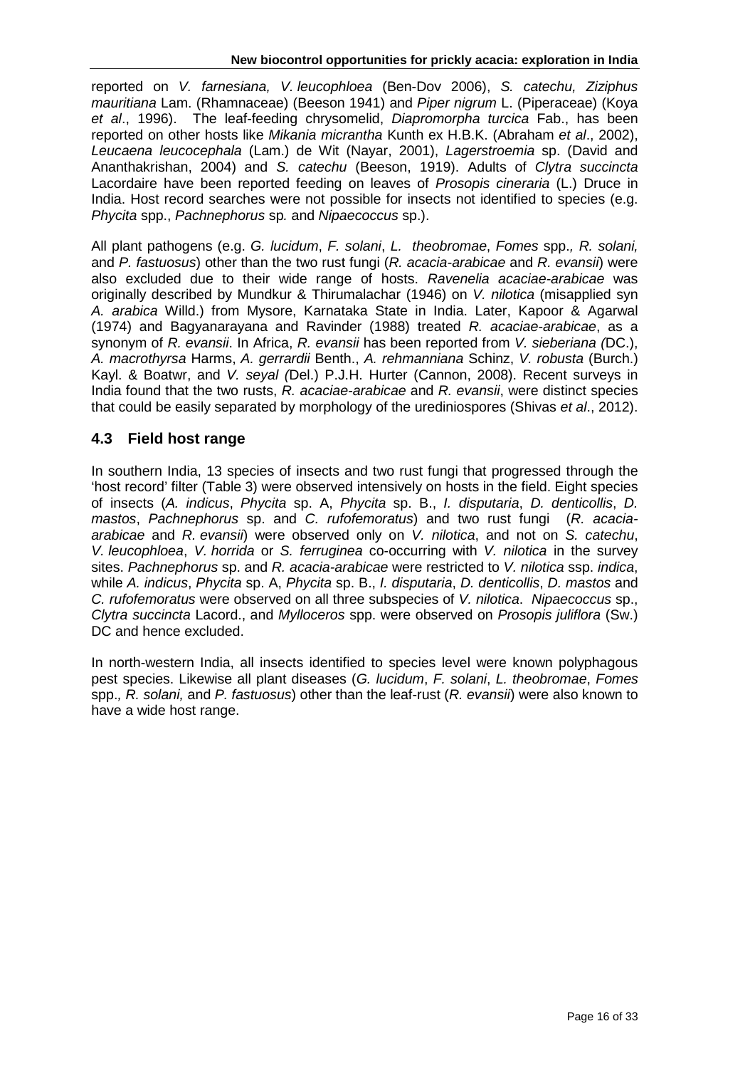reported on *V. farnesiana, V. leucophloea* (Ben-Dov 2006), *S. catechu, Ziziphus mauritiana* Lam. (Rhamnaceae) (Beeson 1941) and *Piper nigrum* L. (Piperaceae) (Koya *et al*., 1996). The leaf-feeding chrysomelid, *Diapromorpha turcica* Fab., has been reported on other hosts like *Mikania micrantha* Kunth ex H.B.K. (Abraham *et al*., 2002), *Leucaena leucocephala* (Lam.) de Wit (Nayar, 2001), *Lagerstroemia* sp. (David and Ananthakrishan, 2004) and *S. catechu* (Beeson, 1919). Adults of *Clytra succincta* Lacordaire have been reported feeding on leaves of *Prosopis cineraria* (L.) Druce in India. Host record searches were not possible for insects not identified to species (e.g. *Phycita* spp., *Pachnephorus* sp. and *Nipaecoccus* sp.).

All plant pathogens (e.g. *G. lucidum*, *F. solani*, *L. theobromae*, *Fomes* spp., *R. solani,* and *P. fastuosus*) other than the two rust fungi (*R. acacia-arabicae* and *R. evansii*) were also excluded due to their wide range of hosts. *Ravenelia acaciae-arabicae* was originally described by Mundkur & Thirumalachar (1946) on *V. nilotica* (misapplied syn *A. arabica* Willd.) from Mysore, Karnataka State in India. Later, Kapoor & Agarwal (1974) and Bagyanarayana and Ravinder (1988) treated *R. acaciae-arabicae*, as a synonym of *R. evansii*. In Africa, *R. evansii* has been reported from *V. sieberiana (*DC.), *A. macrothyrsa* Harms, *A. gerrardii* Benth., *A. rehmanniana* Schinz, *V. robusta* (Burch.) Kayl. & Boatwr, and *V. seyal (*Del.) P.J.H. Hurter (Cannon, 2008). Recent surveys in India found that the two rusts, *R. acaciae-arabicae* and *R. evansii*, were distinct species that could be easily separated by morphology of the urediniospores (Shivas *et al*., 2012).

## 4.3 Field host range

In southern India, 13 species of insects and two rust fungi that progressed through the 'host record' filter (Table 3) were observed intensively on hosts in the field. Eight species of insects (*A. indicus*, *Phycita* sp. A, *Phycita* sp. B., *I. disputaria*, *D. denticollis*, *D. mastos*, *Pachnephorus* sp. and *C. rufofemoratus*) and two rust fungi (*R. acacia-arabicae* and *R. evansii*) were observed only on *V. nilotica*, and not on *S. catechu*, *V. leucophloea*, *V. horrida* or *S. ferruginea* co-occurring with *V. nilotica* in the survey sites. *Pachnephorus* sp. and *R. acacia-arabicae* were restricted to *V. nilotica* ssp. *indica*, while *A. indicus*, *Phycita* sp. A, *Phycita* sp. B., *I. disputaria*, *D. denticollis*, *D. mastos* and *C. rufofemoratus* were observed on all three subspecies of *V. nilotica*. *Nipaecoccus* sp., *Clytra succincta* Lacord., and *Mylloceros* spp. were observed on *Prosopis juliflora* (Sw.) DC and hence excluded.

In north-western India, all insects identified to species level were known polyphagous pest species. Likewise all plant diseases (*G. lucidum*, *F. solani*, *L. theobromae*, *Fomes* spp., *R. solani,* and *P. fastuosus*) other than the leaf-rust (*R. evansii*) were also known to have a wide host range.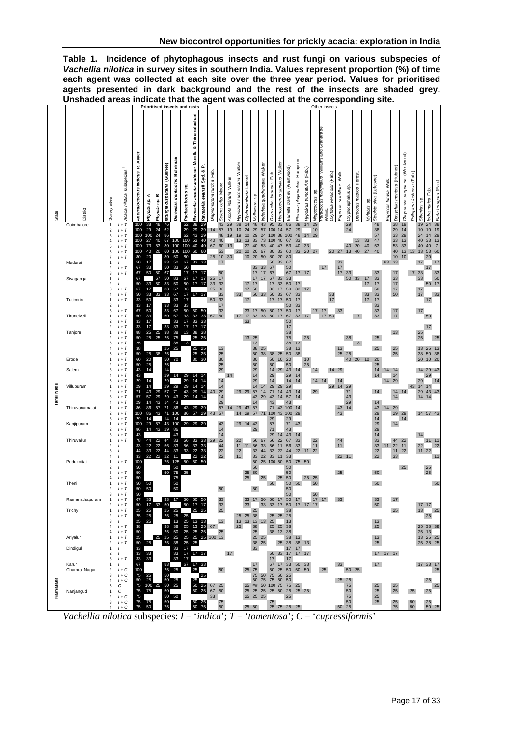**Table 1. Incidence of phytophagous insects and rust fungi on various subspecies of *Vachellia nilotica* in survey sites in southern India. Values represent proportion (%) of time each agent was collected at each site over the three year period. Values for prioritised agents presented in dark background and the rest of the insects are shaded grey. Unshaded areas indicate that the agent was collected at the corresponding site.**

| | | | | Prioritised insects and rusts | | | | | | | | Other insects | | | | | | | | | | | | | | | | | | | | | | | | | | |
|---|---|---|---|---|---|---|---|---|---|---|---|---|---|---|---|---|---|---|---|---|---|---|---|---|---|---|---|---|---|---|---|---|---|---|---|---|---|---|
| State | District | Survey sites | *Acacia nilotica* subspecies[a] | *Anomalococcus indicus* R. Ayyer | *Phycita* sp. A | *Phycita* sp. B | *Isturgia disputaria* (Guenée) | *Dereodus denticollis* Boheman | *Pachnephorus* sp. | *Ravenelia acacia-arabicae* Mundk. & Thirumalachari | *Ravenelia evansii* Syd. & P. Syd. | *Diapromorpha turcica* Fab. | *Selepa celtis* Moore | *Ascotis infixaria* Walker | *Hyposidra successaria* Walker | *Clytra succinata* Lacord | *Myllocerus* sp. | *Anderbeia quadrinotata* Walker | *Oxyrhachis tarandus* Fab. | *Homoeocerus signatus* Walker | *Eumeta crameri* (Westwood) | *Pteroma plagiophleps* Hampson | *Hypolixus truncatulus* (Fab.) | *Nipponaccoccus* sp. | *Paracoccus marginatus* Williams and Granara de Willink | *Oxyonia versicolor* (Fab.) | *Euproctis scintillans* Walk. | *Cryptocephalus* sp. | *Dereodus mastos* Herbst. | *Mylabris* sp. | *Stebotea silva* (Lefebvre) | *Euproctis lutana* Walk. | *Dasychira mendosa* (Hubner) | *Chrysocoris purpureus* (Westwood) | *Psiloptera fastuosa* (Fab.) | *Sthenias* sp. | *Ledra mutica* Fab. | *Flata ferrugata* (Fab.) |
| Tamil Nadu | Coimbatore | 1 | I + T | 100 | 38 | 48 | 76 | | 52 | 38 | 29 | | 43 | 29 | 38 | 14 | 48 | 43 | 95 | 33 | 86 | 38 | 14 | 29 | | | | 29 | | | 48 | | 38 | 19 | | 19 | 24 | 38 |
| | | 2 | I + T | 100 | 29 | 24 | 62 | | 29 | 29 | 29 | 14 | 57 | 19 | 10 | 24 | 29 | 57 | 100 | 14 | 57 | 29 | | 10 | | | | 24 | | | 38 | | 29 | 14 | | 10 | 10 | 19 |
| | | 3 | I + T | 100 | 100 | 24 | 86 | | 62 | 43 | 29 | | 48 | 19 | 19 | 10 | 29 | 24 | 100 | 38 | 100 | 48 | 14 | 29 | | | | | | | 57 | | 33 | 29 | | 24 | 14 | 29 |
| | | 4 | I + T | 100 | 27 | 40 | 67 | 100 | 100 | 53 | 40 | 40 | 40 | | 13 | 13 | 33 | 73 | 100 | 40 | 67 | 33 | | | | | | | 13 | 33 | 47 | | 33 | 13 | | 40 | 33 | 13 |
| | | 5 | I + T | 100 | 73 | 53 | 80 | 100 | 100 | 40 | 40 | 67 | 60 | 13 | | 27 | 40 | 53 | 40 | 47 | 53 | 40 | 33 | | | | | 40 | 20 | 40 | 53 | | 53 | 33 | | 40 | 40 | 7 |
| | | 6 | I + T | 100 | 40 | 20 | 60 | 100 | 100 | 60 | 60 | | 53 | | 20 | 20 | 20 | 67 | 80 | 33 | 60 | 33 | 20 | 27 | | 20 | 27 | 13 | 40 | 27 | 40 | | 40 | 13 | 13 | 13 | 53 | 60 |
| | | 7 | I + T | 80 | 20 | | 80 | 50 | 80 | | | 25 | 10 | 30 | | 10 | 20 | 50 | 80 | 20 | 80 | | | | | | | | | | | | 10 | 10 | | | 20 | |
| | Madurai | 1 | I | 50 | 17 | | 83 | 50 | 67 | 33 | 33 | | 17 | | | | | | 50 | 33 | 67 | | | | | | | | | | | 83 | 33 | | | 17 | | 17 |
| | | 2 | I + T | 67 | 33 | | 50 | 33 | 50 | | | | | | | | 33 | 33 | 67 | | 50 | | | | 17 | | 17 | | | | | | | | | | 17 | |
| | | 3 | I + T | 67 | 50 | 50 | 67 | | 17 | 17 | 17 | | 50 | | | | 17 | 17 | 67 | | 67 | 17 | 17 | | | | 17 | 33 | | | 33 | | 17 | | 17 | 33 | | 33 |
| | Sivagangai | 1 | I | 67 | | 67 | 50 | 83 | 67 | 17 | 17 | 25 | 17 | | | | 17 | 17 | 67 | 33 | 33 | | | | | | | 50 | 33 | 17 | 33 | | 33 | | | 33 | | 50 |
| | | 2 | I | 50 | 33 | 50 | 83 | 50 | 50 | 17 | 17 | 33 | 33 | | | 17 | 17 | | 17 | 33 | 50 | 17 | | | | | | | | 17 | 17 | | 17 | | | | 50 | 17 |
| | | 3 | I + T | 67 | 17 | | 33 | 67 | 33 | | | 25 | 33 | | | 17 | 50 | | 33 | 17 | 50 | 33 | 17 | | | | | | | | 50 | | 17 | | | 17 | | |
| | | 4 | I + T | 50 | 33 | 33 | 33 | 67 | 17 | 17 | 17 | | 33 | | 33 | | 50 | 33 | 50 | 33 | 67 | 33 | | | | 33 | | | | 33 | 33 | | 50 | | | 17 | | 33 |
| | Tuticorin | 1 | I + T | 33 | 50 | | | 33 | 17 | | | 50 | 33 | | | 17 | | | 17 | 17 | 50 | 17 | | | | 17 | | | | 17 | 17 | | | | | | 17 | |
| | | 2 | I | 33 | 17 | | 33 | 33 | 33 | | | | 17 | | | | | | | | 50 | 33 | | | | | | | | | 33 | | | | | | | |
| | | 3 | I + T | 67 | 50 | | 33 | 67 | 50 | 50 | 50 | | 33 | | | | 33 | 17 | 50 | 17 | 50 | 17 | | 17 | 17 | | 33 | | | | 33 | | 17 | | | 17 | | |
| | Tirunelveli | 1 | I + T | 50 | 33 | | 50 | 67 | 33 | 33 | 33 | 67 | 50 | | 17 | 17 | 33 | 33 | 50 | 17 | 67 | 33 | 17 | | 17 | 50 | | | 17 | | 33 | | 17 | | | | 50 | |
| | | 2 | I + T | 33 | 17 | | | 33 | 33 | 33 | | | | | | 33 | | | | | 50 | | | | | | | | | | | | | | | | | |
| | | 3 | I + T | 33 | 17 | | 33 | 33 | 17 | 17 | 17 | | | | | | | | | | 17 | | | | | | | | | | | | | | | | 17 | |
| | Tanjore | 1 | I + T | 88 | 25 | 25 | 38 | 38 | 13 | 38 | 38 | | | | | | | | | | 38 | | | | | | | | | | | | 13 | | | 25 | | |
| | | 2 | I + T | 50 | 25 | 25 | 25 | 75 | | 25 | 25 | | | | | 13 | 25 | | | | 75 | | 25 | | | | | 38 | | | 25 | | | | | 25 | | 25 |
| | | 3 | I + T | 25 | | | | 38 | 13 | | | | | | | | 13 | | | | 38 | 13 | | | | | | | 13 | | | | | | | | | |
| | | 4 | I + T | 38 | | | 25 | 25 | | 25 | 25 | | 13 | | | | 38 | 25 | | | 38 | 13 | | | | | 13 | | | | 25 | | 25 | | | 13 | 25 | 13 |
| | | 5 | I + T | 50 | 25 | 38 | 25 | | | 25 | 25 | | 25 | | | | 50 | 38 | 38 | 25 | 50 | 38 | | | | | 25 | 25 | | | | | 25 | | | 38 | 50 | 38 |
| | Erode | 1 | I + T | 60 | 20 | | 50 | 70 | | 30 | 30 | | 30 | | | | 30 | | 50 | 10 | 20 | | 10 | | | | | 40 | 20 | 10 | 20 | | | | | 20 | 10 | 20 |
| | | 2 | I + T | 50 | 25 | | 25 | | | | | | 25 | | | | 50 | | 50 | | 50 | | 25 | | | | | | | | 25 | | | | | | | |
| | Salem | 3 | I + T | 43 | 14 | | 14 | | | | | | 29 | | | | 29 | | 14 | 29 | 43 | 14 | | | 14 | | 14 | 29 | | | 14 | 14 | 14 | | | 14 | 29 | 43 |
| | | 4 | I + T | 43 | | | 29 | 14 | 29 | 14 | 14 | | | 14 | | | 14 | | 29 | | 29 | 14 | | | | | | | | | 14 | | 14 | | | | 29 | |
| | | 5 | I + T | 29 | 14 | | 29 | | 29 | 14 | 14 | | 14 | | | | 29 | | 14 | | 14 | 14 | | 14 | 14 | | 14 | | | | | 14 | 29 | | | 29 | | 14 |
| | Villupuram | 1 | I + T | 29 | 14 | | 29 | 29 | 29 | 14 | 14 | | 14 | | | | 14 | 14 | 29 | 29 | 29 | | | | | 29 | 14 | 29 | | | | | | | 43 | 14 | 14 | |
| | | 2 | I + T | 71 | 43 | 29 | 57 | 71 | 43 | 29 | 14 | 40 | 29 | | 29 | 29 | 57 | 14 | 71 | 14 | 43 | 14 | | | 29 | | | 71 | | | 14 | | 14 | 14 | | 29 | 43 | 43 |
| | | 3 | I + T | 57 | 57 | 29 | 29 | 43 | 29 | 14 | 14 | | 14 | | | | 43 | 29 | 43 | 14 | 57 | 14 | | | | | | 43 | | | | | | | | 14 | 14 | |
| | | 4 | I + T | 29 | 14 | 43 | 14 | 43 | | | | | 29 | | | | 14 | | 43 | | 43 | | | | | | | 29 | | | 14 | | | | | | | |
| | Thiruvanamalai | 1 | I + T | 86 | 86 | 57 | 71 | 86 | 43 | 29 | 29 | | 57 | 14 | 29 | 43 | 57 | | 71 | 43 | 100 | 14 | | | | | 43 | 14 | | | 43 | 14 | 29 | | | | | |
| | | 2 | I + T | 100 | 86 | 43 | 71 | 100 | 86 | 57 | 29 | 43 | 57 | | 14 | 29 | 57 | 71 | 100 | 43 | 100 | 29 | | | | | 43 | | | | 29 | | 29 | 29 | | 14 | 57 | 43 |
| | | 3 | I + T | 29 | 14 | | 14 | 14 | | | | | | | | | | | 29 | | 29 | | | | | | | | | | 14 | | | 14 | | | | |
| | Kanjipuram | 1 | I + T | 100 | 29 | 57 | 43 | 100 | 29 | 29 | 29 | | 43 | | 29 | 14 | 43 | | 57 | | 71 | 43 | | | | | | | | | 29 | 14 | | | | | | |
| | | 2 | I + T | 86 | 14 | 43 | 29 | 86 | | | | | 14 | | | | 29 | | 71 | | 43 | | | | | | | | | | 29 | | | | | | | |
| | | 3 | I + T | 43 | | | | 43 | | | | | 14 | | | | | | 29 | 14 | 43 | 14 | | | | | | | | | 14 | | | | | 14 | | |
| | Thiruvallur | 1 | I + T | 78 | 44 | 22 | 44 | 33 | 56 | 33 | 33 | 29 | 22 | | 22 | | 56 | 67 | 56 | 22 | 67 | 33 | | 22 | | | 44 | | | | 33 | | 44 | 22 | | | 11 | 11 |
| | | 2 | I | 33 | 22 | 22 | 56 | 33 | 56 | 33 | 33 | | 44 | | 11 | 11 | 56 | 33 | 56 | 11 | 56 | 33 | | 11 | | | 11 | | | | 33 | 11 | 22 | 11 | | 22 | | 22 |
| | | 3 | I | 44 | 33 | 22 | 44 | 33 | 33 | 22 | 33 | | 22 | | 22 | | 33 | 44 | 33 | 22 | 44 | 22 | 11 | 22 | | | | | | | 22 | | 11 | 22 | | 11 | 22 | |
| | | 4 | I | 33 | 22 | 22 | 22 | 11 | | 22 | 22 | | 22 | | 11 | | 33 | 22 | 33 | 11 | 33 | | | | | | 22 | 11 | | | 22 | | 33 | | | | | 11 |
| | Pudukottai | 1 | I + T | 100 | | | 75 | 125 | 50 | 50 | 50 | | | | | | 50 | 25 | 100 | 50 | 50 | 75 | 50 | | | | | | | | | | | | | | | |
| | | 2 | I | 50 | | | | 50 | | | | | | | | | 50 | | | | 50 | | | | | | | | | | | | | | | | | |
| | | 3 | I + T | 50 | | | 50 | 75 | 25 | | | | | | | | 25 | 50 | | | 50 | | | | | | 25 | | | | 50 | | | 25 | | 25 | | |
| | | 4 | I + T | 50 | | | | 75 | | | | | | | | 25 | | 25 | | 25 | 50 | 25 | 25 | | | | | | | | | | | | | 25 | | |
| | Theni | 1 | I + T | 50 | 50 | | | 50 | | | | | | | | | | | 50 | | 50 | 50 | | 50 | | | | | | | 50 | | | | | | | 50 |
| | | 2 | I + T | 50 | 50 | | | 50 | | | | | 50 | | | | 50 | | | | 50 | | | | | | | | | | | | | | | | | |
| | | 3 | I + T | 50 | | | | | | | | | | | | | | | | | 50 | | | 50 | | | | | | | | | | | | | | |
| | Ramanathapuram | 1 | I + T | 67 | 33 | | 33 | 17 | 50 | 50 | 50 | | 33 | | | | 33 | 17 | 50 | 17 | 50 | 17 | | | 17 | 17 | 33 | | | | 33 | | 17 | | | | | |
| | | 2 | I + T | 50 | 17 | 33 | 50 | | 50 | 17 | 17 | | 33 | | | 33 | | 33 | 33 | 17 | 50 | 17 | 17 | 17 | | | | | | | 50 | | | | | 17 | 17 | |
| | Trichy | 1 | I + T | 75 | 25 | | 25 | 25 | | 25 | 25 | | 25 | | | | 25 | | | | 38 | | | | | | | | | | | | 25 | | | 13 | | 25 |
| | | 2 | I + T | 25 | 25 | | 25 | 25 | 25 | | | | | | 25 | 25 | 38 | | 25 | 25 | 25 | | | | | | | | | | | | | | | | 25 | |
| | | 3 | I | 25 | 25 | | | 13 | 25 | 13 | 13 | | 13 | | 13 | 13 | 13 | 13 | 25 | | 13 | | | | | | | | | | 13 | | | | | | | |
| | | 4 | I + T | 38 | | | 38 | 38 | 25 | 13 | 25 | 67 | | | 25 | | 38 | | 25 | 25 | 38 | | | | | | | | | | 25 | | | | | 25 | 38 | 38 |
| | | 4 | I + T | 50 | | | 25 | 50 | 25 | 25 | 25 | | 25 | | | | 25 | | 38 | 13 | 38 | | | | | | | | | | | | | | | 25 | 13 | |
| | Ariyalur | 1 | I + T | 25 | | 25 | 25 | 25 | 25 | 25 | 25 | 100 | 13 | | | | 25 | 25 | | | 38 | 13 | | | | | | | | | 13 | | | | | 13 | 25 | 25 |
| | | 2 | I + T | 50 | 25 | | 25 | 38 | 25 | 25 | | | | | | | 38 | 25 | | 25 | 38 | 38 | 13 | | | | | | | | 25 | | | | | 25 | 38 | 25 |
| | Dindigul | 1 | I | 33 | | | | 33 | 17 | | | | | | | | | | | | | | | | | | | | | | | | | | | | | |
| | | 2 | I | 33 | 33 | | | 33 | 17 | 17 | 17 | | | | 17 | | | 50 | 33 | 17 | | 17 | 17 | | | | | | | | 17 | 17 | 17 | | | | | |
| | | 3 | I + T | 33 | 33 | | | 33 | 17 | | | | | | | | | 17 | | | 17 | | | | | | | | | | | | | | | | | |
| | Karur | 1 | I | 67 | | | 83 | | 67 | 17 | 33 | | | | | | 17 | 67 | 17 | 33 | 50 | 33 | | | | | 33 | | | | 17 | | | | | 17 | 33 | 17 |
| Karnataka | Chamraj Nagar | 2 | I + C | 100 | | | 25 | 25 | | 25 | | | 50 | | | 25 | 75 | | 50 | 25 | 50 | 50 | 50 | | 25 | | | 50 | 25 | | | | | | | | | 25 |
| | | 3 | I + C | 75 | 25 | | 50 | | | 25 | | | | | | | 75 | 50 | 75 | 50 | 25 | | | | | | | | | | | | | | | | | |
| | | 4 | I + C | 50 | 25 | | 50 | 25 | | 25 | | | | | | | 50 | 75 | 75 | 50 | 50 | | | | | | 25 | 25 | | | | | | | | | 25 | |
| | | 5 | C | 75 | 100 | 25 | 50 | 25 | | 50 | 25 | 67 | 25 | | | 25 | ## | 50 | 100 | 75 | 75 | 25 | | | | | | 75 | | | 25 | | 25 | | | | | 25 |
| | Nanjangud | 1 | C | 75 | 75 | | 50 | | | 50 | 25 | 67 | 50 | | | 25 | 25 | 25 | 25 | 50 | 25 | 25 | 25 | | | | | 50 | | | 25 | | 25 | | 25 | | 25 | |
| | | 2 | I + C | 75 | | | 50 | 50 | | | | 33 | | | | 25 | 25 | 25 | | | 25 | | | | | | | 75 | | | 25 | | | | | | | |
| | | 3 | I + C | 75 | 75 | | 50 | | | 50 | 25 | | 75 | | | | | | | | | | | | | | | 50 | | | 25 | | 25 | | 50 | | 25 | |
| | | 4 | I + C | 75 | 50 | | 75 | | | 50 | 75 | | 50 | | | 25 | 50 | | 25 | 75 | 25 | 25 | | | | | 50 | 25 | | | | | 75 | | 50 | | 50 | 25 |

*Vachellia nilotica* subspecies: *I* = '*indica*'; *T* = '*tomentosa*'; *C* = '*cupressiformis*'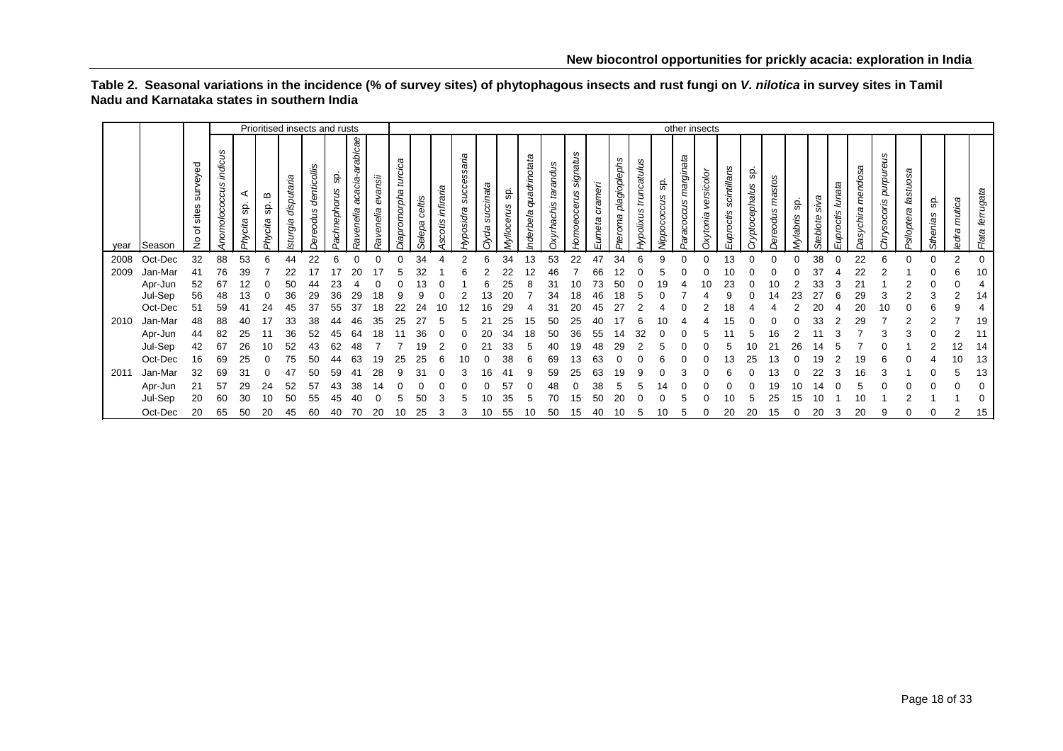**Table 2. Seasonal variations in the incidence (% of survey sites) of phytophagous insects and rust fungi on *V. nilotica* in survey sites in Tamil Nadu and Karnataka states in southern India**

| | | | Prioritised insects and rusts | | | | | | | | | other insects | | | | | | | | | | | | | | | | | | | | | | | | | | | | |
|---|---|---|---|---|---|---|---|---|---|---|---|---|---|---|---|---|---|---|---|---|---|---|---|---|---|---|---|---|---|---|---|---|---|---|---|---|---|---|---|---|
| year | Season | No of sites surveyed | *Anomolococcus indicus* | *Phycita* sp. A | *Phycita* sp. B | *Isturgia disputaria* | *Dereodus denticollis* | *Pachnephorus* sp. | *Ravenelia acacia-arabicae* | *Ravenelia evansii* | *Diapromorpha turcica* | *Selepa celtis* | *Ascotis infiraria* | *Hyposidra successaria* | *Clyda succinata* | *Myllocerus* sp. | *Inderbela quadrinotata* | *Oxyrhachis tarandus* | *Homoeocerus signatus* | *Eumeta crameri* | *Pteroma plagioplephs* | *Hypolixus truncatulus* | *Nippococcus* sp. | *Paracoccus marginata* | *Oxytonia versicolor* | *Euproctis scintillans* | *Cryptocephalus* sp. | *Dereodus mastos* | *Mylabris* sp. | *Steblote siva* | *Euproctis lunata* | *Dasychira mendosa* | *Chrysocoris purpureus* | *Psiloptera fastuosa* | *Sthenias* sp. | *Iedra mutica* | *Flata ferrugata* |
| 2008 | Oct-Dec | 32 | 88 | 53 | 6 | 44 | 22 | 6 | 0 | 0 | 0 | 34 | 4 | 2 | 6 | 34 | 13 | 53 | 22 | 47 | 34 | 6 | 9 | 0 | 0 | 13 | 0 | 0 | 0 | 38 | 0 | 22 | 6 | 0 | 0 | 2 | 0 |
| 2009 | Jan-Mar | 41 | 76 | 39 | 7 | 22 | 17 | 17 | 20 | 17 | 5 | 32 | 1 | 6 | 2 | 22 | 12 | 46 | 7 | 66 | 12 | 0 | 5 | 0 | 0 | 10 | 0 | 0 | 0 | 37 | 4 | 22 | 2 | 1 | 0 | 6 | 10 |
| | Apr-Jun | 52 | 67 | 12 | 0 | 50 | 44 | 23 | 4 | 0 | 0 | 13 | 0 | 1 | 6 | 25 | 8 | 31 | 10 | 73 | 50 | 0 | 19 | 4 | 10 | 23 | 0 | 10 | 2 | 33 | 3 | 21 | 1 | 2 | 0 | 0 | 4 |
| | Jul-Sep | 56 | 48 | 13 | 0 | 36 | 29 | 36 | 29 | 18 | 9 | 9 | 0 | 2 | 13 | 20 | 7 | 34 | 18 | 46 | 18 | 5 | 0 | 7 | 4 | 9 | 0 | 14 | 23 | 27 | 6 | 29 | 3 | 2 | 3 | 2 | 14 |
| | Oct-Dec | 51 | 59 | 41 | 24 | 45 | 37 | 55 | 37 | 18 | 22 | 24 | 10 | 12 | 16 | 29 | 4 | 31 | 20 | 45 | 27 | 2 | 4 | 0 | 2 | 18 | 4 | 4 | 2 | 20 | 4 | 20 | 10 | 0 | 6 | 9 | 4 |
| 2010 | Jan-Mar | 48 | 88 | 40 | 17 | 33 | 38 | 44 | 46 | 35 | 25 | 27 | 5 | 5 | 21 | 25 | 15 | 50 | 25 | 40 | 17 | 6 | 10 | 4 | 4 | 15 | 0 | 0 | 0 | 33 | 2 | 29 | 7 | 2 | 2 | 7 | 19 |
| | Apr-Jun | 44 | 82 | 25 | 11 | 36 | 52 | 45 | 64 | 18 | 11 | 36 | 0 | 0 | 20 | 34 | 18 | 50 | 36 | 55 | 14 | 32 | 0 | 0 | 5 | 11 | 5 | 16 | 2 | 11 | 3 | 7 | 3 | 3 | 0 | 2 | 11 |
| | Jul-Sep | 42 | 67 | 26 | 10 | 52 | 43 | 62 | 48 | 7 | 7 | 19 | 2 | 0 | 21 | 33 | 5 | 40 | 19 | 48 | 29 | 2 | 5 | 0 | 0 | 5 | 10 | 21 | 26 | 14 | 5 | 7 | 0 | 1 | 2 | 12 | 14 |
| | Oct-Dec | 16 | 69 | 25 | 0 | 75 | 50 | 44 | 63 | 19 | 25 | 25 | 6 | 10 | 0 | 38 | 6 | 69 | 13 | 63 | 0 | 0 | 6 | 0 | 0 | 13 | 25 | 13 | 0 | 19 | 2 | 19 | 6 | 0 | 4 | 10 | 13 |
| 2011 | Jan-Mar | 32 | 69 | 31 | 0 | 47 | 50 | 59 | 41 | 28 | 9 | 31 | 0 | 3 | 16 | 41 | 9 | 59 | 25 | 63 | 19 | 9 | 0 | 3 | 0 | 6 | 0 | 13 | 0 | 22 | 3 | 16 | 3 | 1 | 0 | 5 | 13 |
| | Apr-Jun | 21 | 57 | 29 | 24 | 52 | 57 | 43 | 38 | 14 | 0 | 0 | 0 | 0 | 0 | 57 | 0 | 48 | 0 | 38 | 5 | 5 | 14 | 0 | 0 | 0 | 0 | 19 | 10 | 14 | 0 | 5 | 0 | 0 | 0 | 0 | 0 |
| | Jul-Sep | 20 | 60 | 30 | 10 | 50 | 55 | 45 | 40 | 0 | 5 | 50 | 3 | 5 | 10 | 35 | 5 | 70 | 15 | 50 | 20 | 0 | 0 | 5 | 0 | 10 | 5 | 25 | 15 | 10 | 1 | 10 | 1 | 2 | 1 | 1 | 0 |
| | Oct-Dec | 20 | 65 | 50 | 20 | 45 | 60 | 40 | 70 | 20 | 10 | 25 | 3 | 3 | 10 | 55 | 10 | 50 | 15 | 40 | 10 | 5 | 10 | 5 | 0 | 20 | 20 | 15 | 0 | 20 | 3 | 20 | 9 | 0 | 0 | 2 | 15 |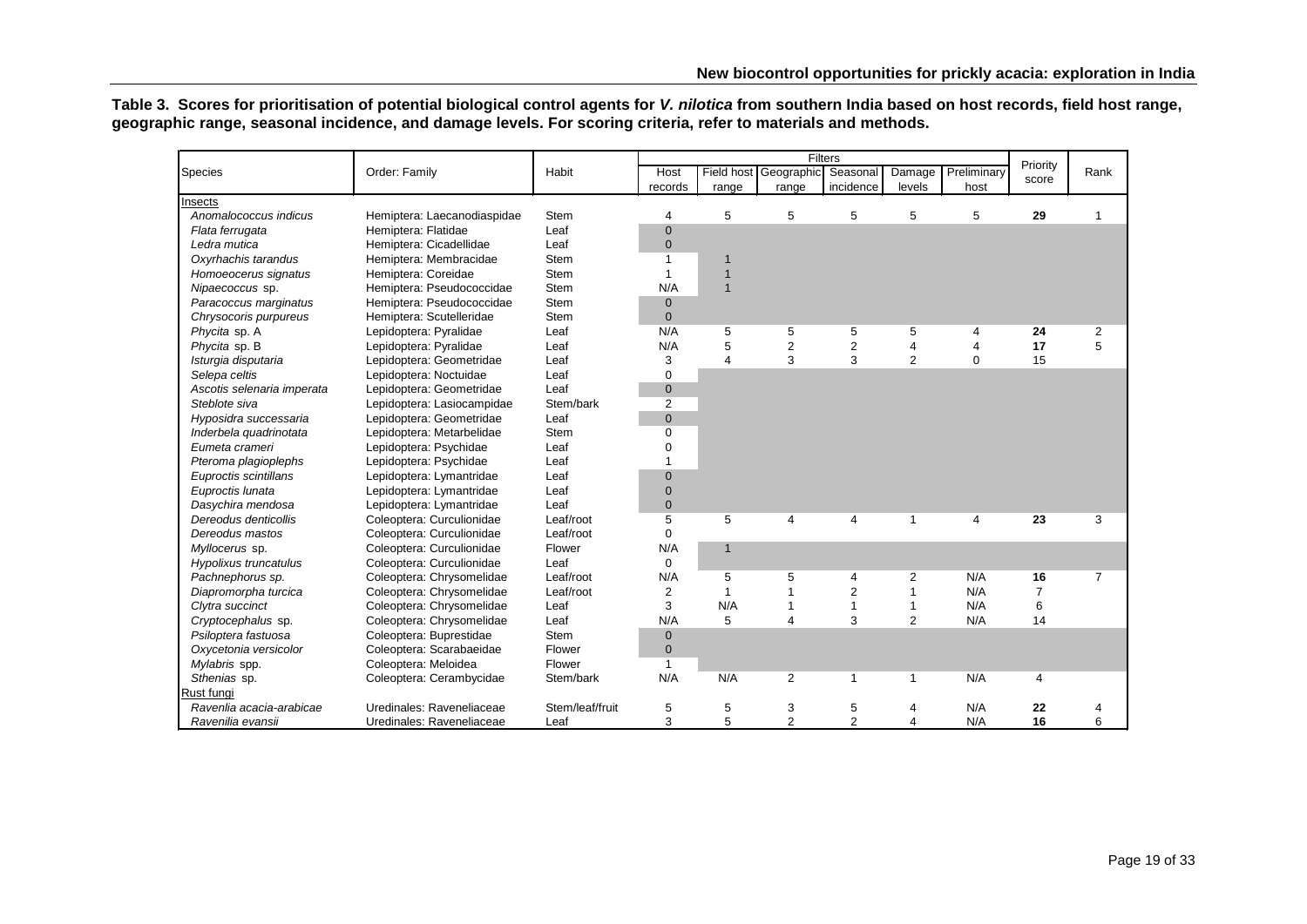**Table 3. Scores for prioritisation of potential biological control agents for *V. nilotica* from southern India based on host records, field host range, geographic range, seasonal incidence, and damage levels. For scoring criteria, refer to materials and methods.**

| Species | Order: Family | Habit | Filters | | | | | | Priority score | Rank |
|---|---|---|---|---|---|---|---|---|---|---|
| | | | Host records | Field host range | Geographic range | Seasonal incidence | Damage levels | Preliminary host | | |
| Insects | | | | | | | | | | |
| *Anomalococcus indicus* | Hemiptera: Laecanodiaspidae | Stem | 4 | 5 | 5 | 5 | 5 | 5 | **29** | 1 |
| *Flata ferrugata* | Hemiptera: Flatidae | Leaf | 0 | | | | | | | |
| *Ledra mutica* | Hemiptera: Cicadellidae | Leaf | 0 | | | | | | | |
| *Oxyrhachis tarandus* | Hemiptera: Membracidae | Stem | 1 | 1 | | | | | | |
| *Homoeocerus signatus* | Hemiptera: Coreidae | Stem | 1 | 1 | | | | | | |
| *Nipaecoccus* sp. | Hemiptera: Pseudococcidae | Stem | N/A | 1 | | | | | | |
| *Paracoccus marginatus* | Hemiptera: Pseudococcidae | Stem | 0 | | | | | | | |
| *Chrysocoris purpureus* | Hemiptera: Scutelleridae | Stem | 0 | | | | | | | |
| *Phycita* sp. A | Lepidoptera: Pyralidae | Leaf | N/A | 5 | 5 | 5 | 5 | 4 | **24** | 2 |
| *Phycita* sp. B | Lepidoptera: Pyralidae | Leaf | N/A | 5 | 2 | 2 | 4 | 4 | **17** | 5 |
| *Isturgia disputaria* | Lepidoptera: Geometridae | Leaf | 3 | 4 | 3 | 3 | 2 | 0 | 15 | |
| *Selepa celtis* | Lepidoptera: Noctuidae | Leaf | 0 | | | | | | | |
| *Ascotis selenaria imperata* | Lepidoptera: Geometridae | Leaf | 0 | | | | | | | |
| *Steblote siva* | Lepidoptera: Lasiocampidae | Stem/bark | 2 | | | | | | | |
| *Hyposidra successaria* | Lepidoptera: Geometridae | Leaf | 0 | | | | | | | |
| *Inderbela quadrinotata* | Lepidoptera: Metarbelidae | Stem | 0 | | | | | | | |
| *Eumeta crameri* | Lepidoptera: Psychidae | Leaf | 0 | | | | | | | |
| *Pteroma plagioplephs* | Lepidoptera: Psychidae | Leaf | 1 | | | | | | | |
| *Euproctis scintillans* | Lepidoptera: Lymantridae | Leaf | 0 | | | | | | | |
| *Euproctis lunata* | Lepidoptera: Lymantridae | Leaf | 0 | | | | | | | |
| *Dasychira mendosa* | Lepidoptera: Lymantridae | Leaf | 0 | | | | | | | |
| *Dereodus denticollis* | Coleoptera: Curculionidae | Leaf/root | 5 | 5 | 4 | 4 | 1 | 4 | **23** | 3 |
| *Dereodus mastos* | Coleoptera: Curculionidae | Leaf/root | 0 | | | | | | | |
| *Myllocerus* sp. | Coleoptera: Curculionidae | Flower | N/A | 1 | | | | | | |
| *Hypolixus truncatulus* | Coleoptera: Curculionidae | Leaf | 0 | | | | | | | |
| *Pachnephorus sp.* | Coleoptera: Chrysomelidae | Leaf/root | N/A | 5 | 5 | 4 | 2 | N/A | **16** | 7 |
| *Diapromorpha turcica* | Coleoptera: Chrysomelidae | Leaf/root | 2 | 1 | 1 | 2 | 1 | N/A | 7 | |
| *Clytra succinct* | Coleoptera: Chrysomelidae | Leaf | 3 | N/A | 1 | 1 | 1 | N/A | 6 | |
| *Cryptocephalus* sp. | Coleoptera: Chrysomelidae | Leaf | N/A | 5 | 4 | 3 | 2 | N/A | 14 | |
| *Psiloptera fastuosa* | Coleoptera: Buprestidae | Stem | 0 | | | | | | | |
| *Oxycetonia versicolor* | Coleoptera: Scarabaeidae | Flower | 0 | | | | | | | |
| *Mylabris* spp. | Coleoptera: Meloidea | Flower | 1 | | | | | | | |
| *Sthenias* sp. | Coleoptera: Cerambycidae | Stem/bark | N/A | N/A | 2 | 1 | 1 | N/A | 4 | |
| Rust fungi | | | | | | | | | | |
| *Ravenlia acacia-arabicae* | Uredinales: Raveneliaceae | Stem/leaf/fruit | 5 | 5 | 3 | 5 | 4 | N/A | **22** | 4 |
| *Ravenilia evansii* | Uredinales: Raveneliaceae | Leaf | 3 | 5 | 2 | 2 | 4 | N/A | **16** | 6 |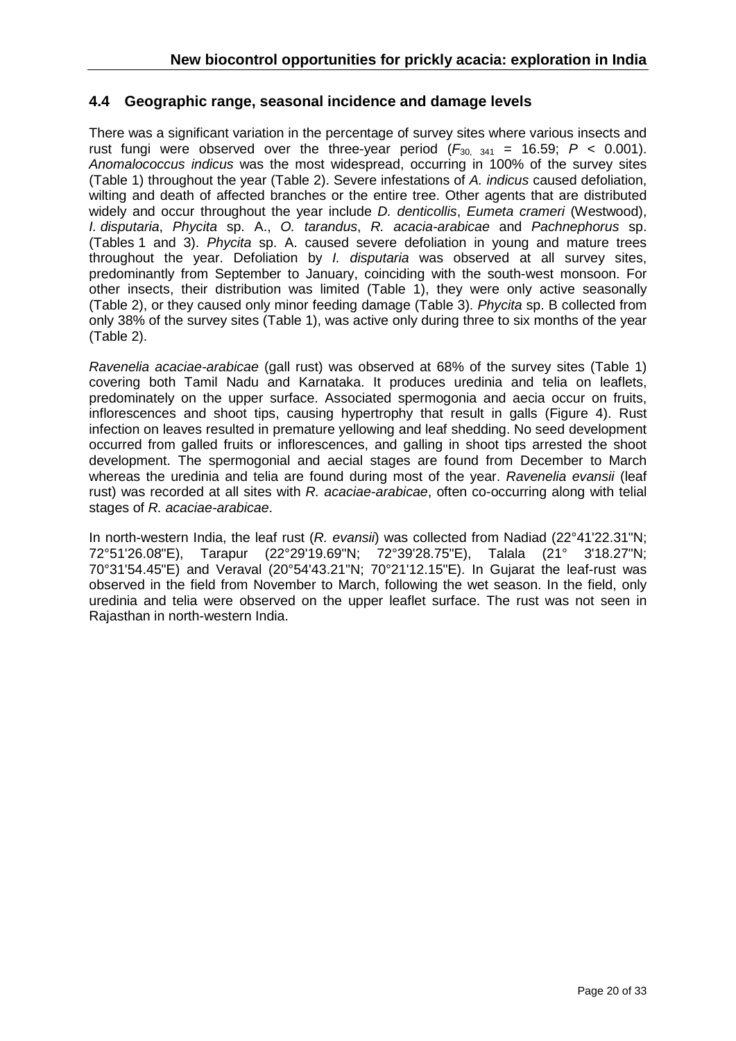## 4.4 Geographic range, seasonal incidence and damage levels

There was a significant variation in the percentage of survey sites where various insects and rust fungi were observed over the three-year period ($F_{30,\ 341}$ = 16.59; $P$ < 0.001). *Anomalococcus indicus* was the most widespread, occurring in 100% of the survey sites (Table 1) throughout the year (Table 2). Severe infestations of *A. indicus* caused defoliation, wilting and death of affected branches or the entire tree. Other agents that are distributed widely and occur throughout the year include *D. denticollis*, *Eumeta crameri* (Westwood), *I. disputaria*, *Phycita* sp. A., *O. tarandus*, *R. acacia-arabicae* and *Pachnephorus* sp. (Tables 1 and 3). *Phycita* sp. A. caused severe defoliation in young and mature trees throughout the year. Defoliation by *I. disputaria* was observed at all survey sites, predominantly from September to January, coinciding with the south-west monsoon. For other insects, their distribution was limited (Table 1), they were only active seasonally (Table 2), or they caused only minor feeding damage (Table 3). *Phycita* sp. B collected from only 38% of the survey sites (Table 1), was active only during three to six months of the year (Table 2).

*Ravenelia acaciae-arabicae* (gall rust) was observed at 68% of the survey sites (Table 1) covering both Tamil Nadu and Karnataka. It produces uredinia and telia on leaflets, predominately on the upper surface. Associated spermogonia and aecia occur on fruits, inflorescences and shoot tips, causing hypertrophy that result in galls (Figure 4). Rust infection on leaves resulted in premature yellowing and leaf shedding. No seed development occurred from galled fruits or inflorescences, and galling in shoot tips arrested the shoot development. The spermogonial and aecial stages are found from December to March whereas the uredinia and telia are found during most of the year. *Ravenelia evansii* (leaf rust) was recorded at all sites with *R. acaciae-arabicae*, often co-occurring along with telial stages of *R. acaciae-arabicae*.

In north-western India, the leaf rust (*R. evansii*) was collected from Nadiad (22°41'22.31"N; 72°51'26.08"E), Tarapur (22°29'19.69"N; 72°39'28.75"E), Talala (21° 3'18.27"N; 70°31'54.45"E) and Veraval (20°54'43.21"N; 70°21'12.15"E). In Gujarat the leaf-rust was observed in the field from November to March, following the wet season. In the field, only uredinia and telia were observed on the upper leaflet surface. The rust was not seen in Rajasthan in north-western India.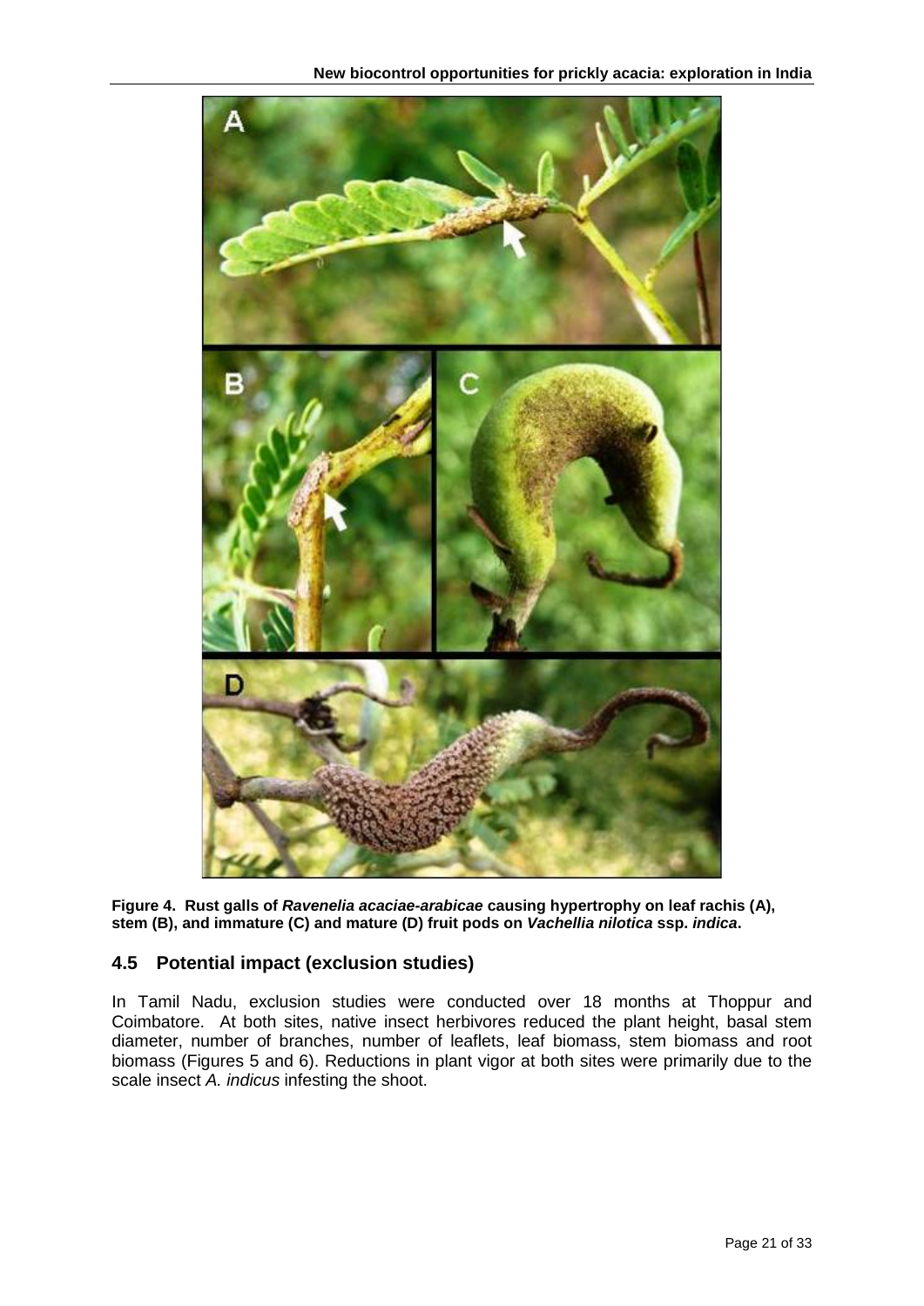**Figure 4. Rust galls of *Ravenelia acaciae-arabicae* causing hypertrophy on leaf rachis (A), stem (B), and immature (C) and mature (D) fruit pods on *Vachellia nilotica* ssp. *indica*.**

## 4.5 Potential impact (exclusion studies)

In Tamil Nadu, exclusion studies were conducted over 18 months at Thoppur and Coimbatore. At both sites, native insect herbivores reduced the plant height, basal stem diameter, number of branches, number of leaflets, leaf biomass, stem biomass and root biomass (Figures 5 and 6). Reductions in plant vigor at both sites were primarily due to the scale insect *A. indicus* infesting the shoot.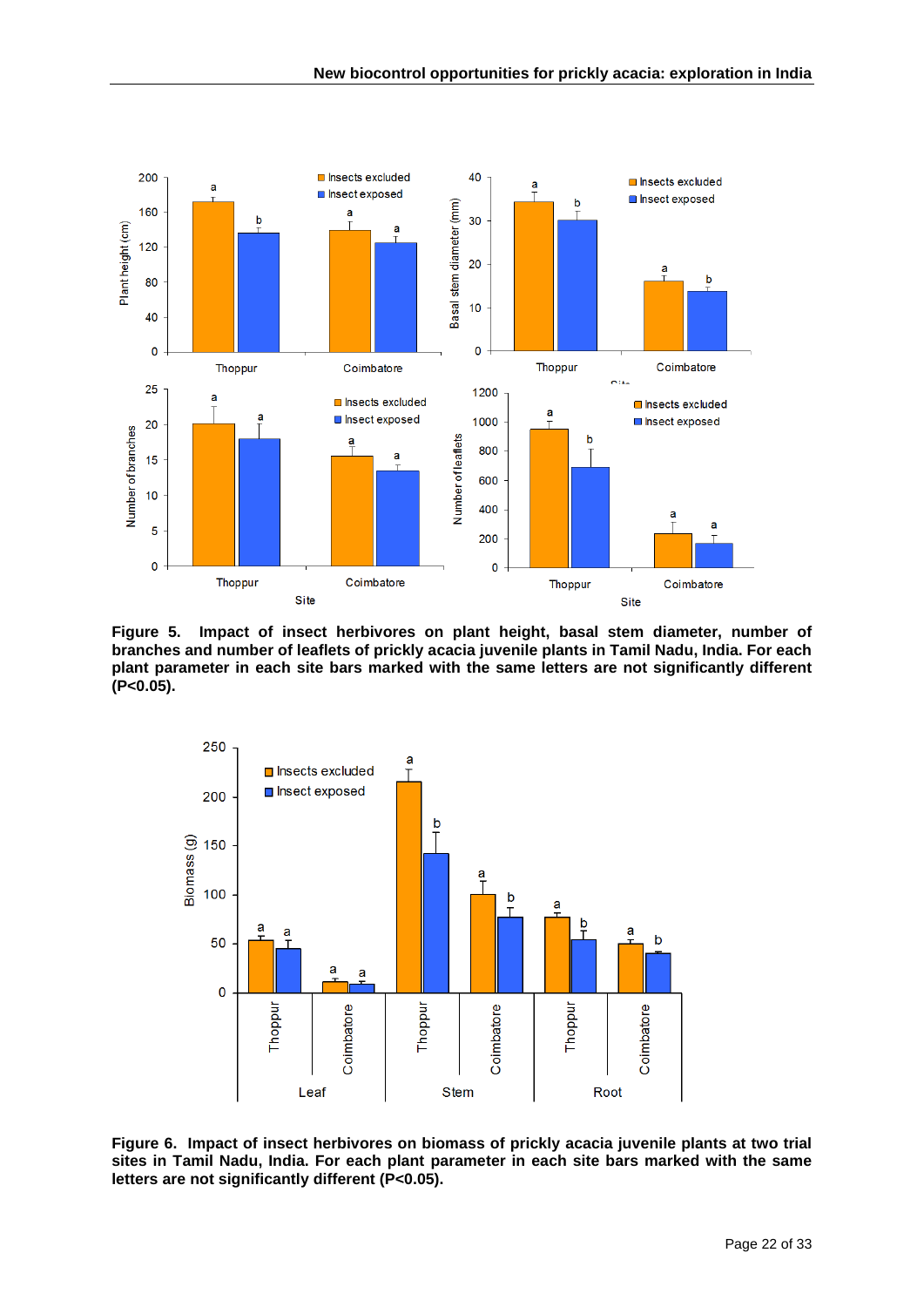**Figure 5. Impact of insect herbivores on plant height, basal stem diameter, number of branches and number of leaflets of prickly acacia juvenile plants in Tamil Nadu, India. For each plant parameter in each site bars marked with the same letters are not significantly different (P<0.05).**

**Figure 6. Impact of insect herbivores on biomass of prickly acacia juvenile plants at two trial sites in Tamil Nadu, India. For each plant parameter in each site bars marked with the same letters are not significantly different (P<0.05).**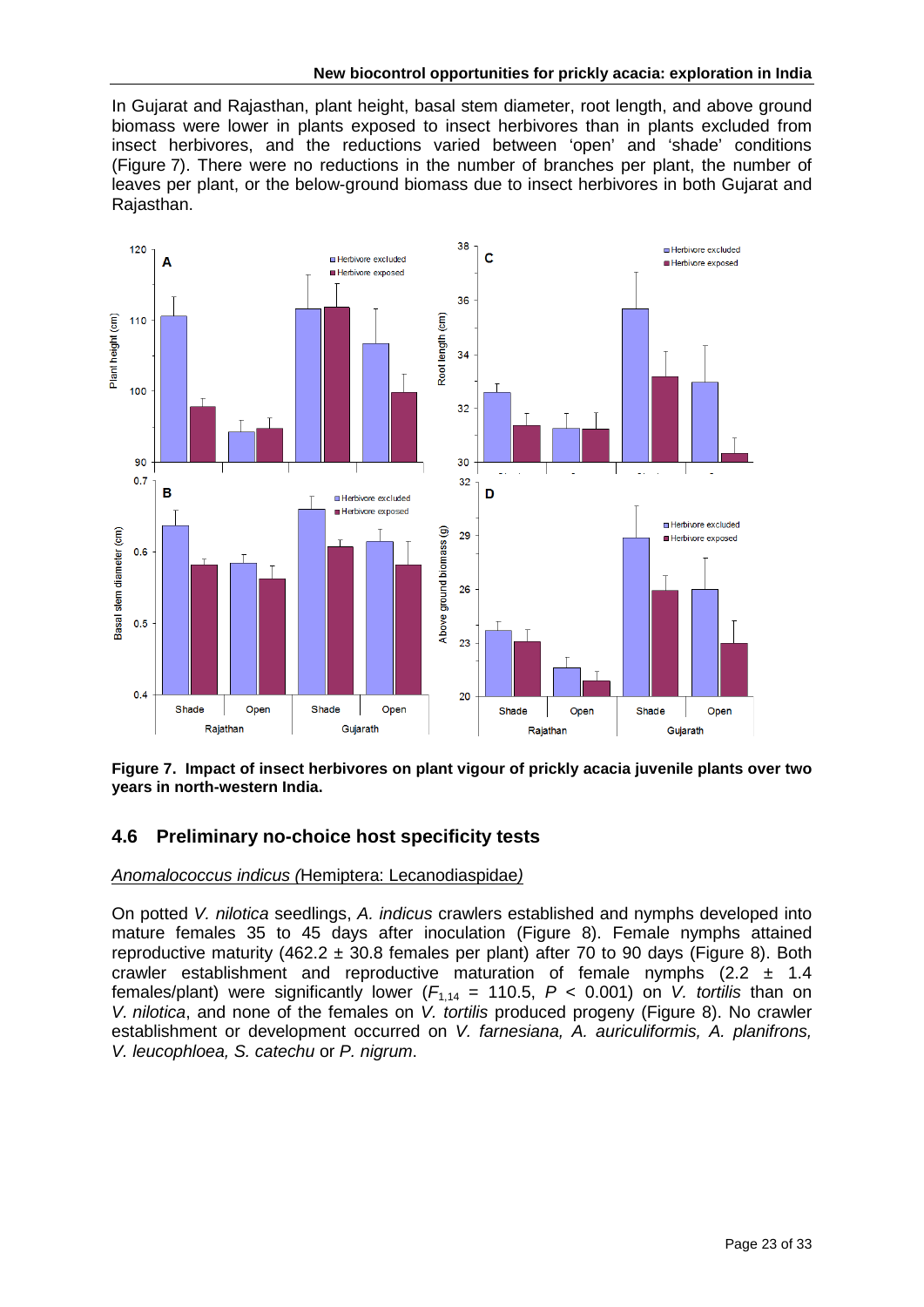In Gujarat and Rajasthan, plant height, basal stem diameter, root length, and above ground biomass were lower in plants exposed to insect herbivores than in plants excluded from insect herbivores, and the reductions varied between 'open' and 'shade' conditions (Figure 7). There were no reductions in the number of branches per plant, the number of leaves per plant, or the below-ground biomass due to insect herbivores in both Gujarat and Rajasthan.

**Figure 7. Impact of insect herbivores on plant vigour of prickly acacia juvenile plants over two years in north-western India.**

## 4.6 Preliminary no-choice host specificity tests

*Anomalococcus indicus* (Hemiptera: Lecanodiaspidae)

On potted *V. nilotica* seedlings, *A. indicus* crawlers established and nymphs developed into mature females 35 to 45 days after inoculation (Figure 8). Female nymphs attained reproductive maturity (462.2 ± 30.8 females per plant) after 70 to 90 days (Figure 8). Both crawler establishment and reproductive maturation of female nymphs (2.2 ± 1.4 females/plant) were significantly lower ($F_{1,14}$ = 110.5, $P$ < 0.001) on *V. tortilis* than on *V. nilotica*, and none of the females on *V. tortilis* produced progeny (Figure 8). No crawler establishment or development occurred on *V. farnesiana, A. auriculiformis, A. planifrons, V. leucophloea, S. catechu* or *P. nigrum*.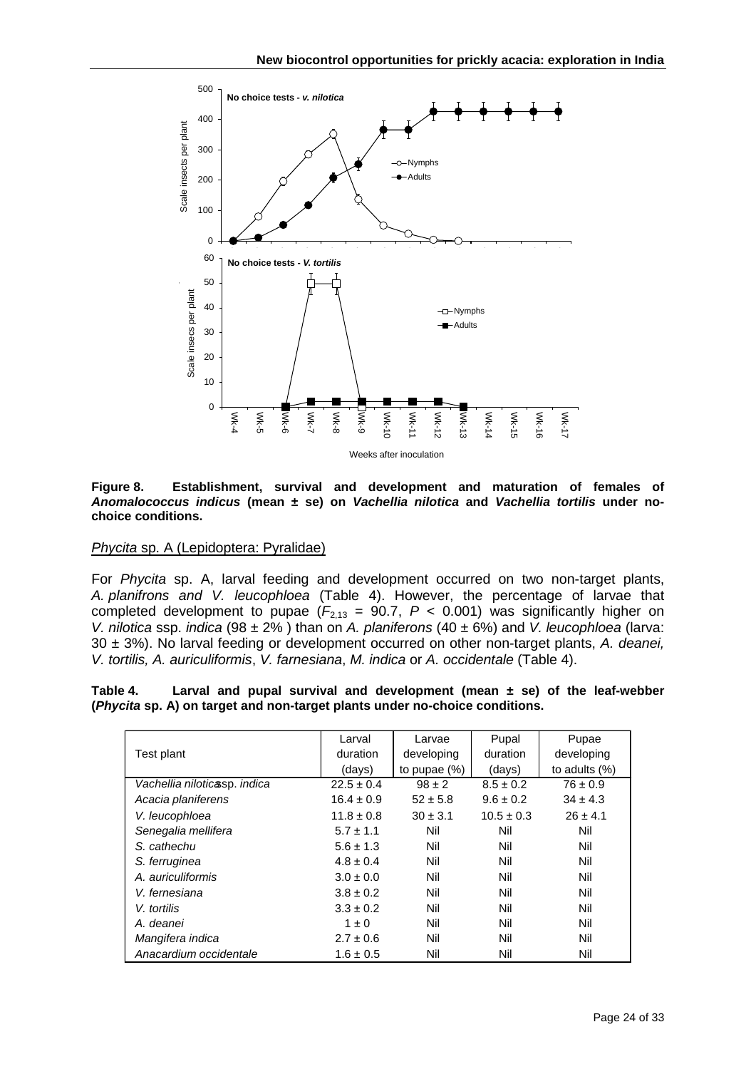Figure 8. Establishment, survival and development and maturation of females of *Anomalococcus indicus* (mean ± se) on *Vachellia nilotica* and *Vachellia tortilis* under no-choice conditions.

*Phycita* sp. A (Lepidoptera: Pyralidae)

For *Phycita* sp. A, larval feeding and development occurred on two non-target plants, *A. planifrons and V. leucophloea* (Table 4). However, the percentage of larvae that completed development to pupae ($F_{2,13}$ = 90.7, $P$ < 0.001) was significantly higher on *V. nilotica* ssp. *indica* (98 ± 2% ) than on *A. planiferons* (40 ± 6%) and *V. leucophloea* (larva: 30 ± 3%). No larval feeding or development occurred on other non-target plants, *A. deanei, V. tortilis, A. auriculiformis*, *V. farnesiana*, *M. indica* or *A. occidentale* (Table 4).

**Table 4. Larval and pupal survival and development (mean ± se) of the leaf-webber (*Phycita* sp. A) on target and non-target plants under no-choice conditions.**

| Test plant | Larval duration (days) | Larvae developing to pupae (%) | Pupal duration (days) | Pupae developing to adults (%) |
|---|---|---|---|---|
| *Vachellia nilotica* ssp. *indica* | 22.5 ± 0.4 | 98 ± 2 | 8.5 ± 0.2 | 76 ± 0.9 |
| *Acacia planiferens* | 16.4 ± 0.9 | 52 ± 5.8 | 9.6 ± 0.2 | 34 ± 4.3 |
| *V. leucophloea* | 11.8 ± 0.8 | 30 ± 3.1 | 10.5 ± 0.3 | 26 ± 4.1 |
| *Senegalia mellifera* | 5.7 ± 1.1 | Nil | Nil | Nil |
| *S. cathechu* | 5.6 ± 1.3 | Nil | Nil | Nil |
| *S. ferruginea* | 4.8 ± 0.4 | Nil | Nil | Nil |
| *A. auriculiformis* | 3.0 ± 0.0 | Nil | Nil | Nil |
| *V. fernesiana* | 3.8 ± 0.2 | Nil | Nil | Nil |
| *V. tortilis* | 3.3 ± 0.2 | Nil | Nil | Nil |
| *A. deanei* | 1 ± 0 | Nil | Nil | Nil |
| *Mangifera indica* | 2.7 ± 0.6 | Nil | Nil | Nil |
| *Anacardium occidentale* | 1.6 ± 0.5 | Nil | Nil | Nil |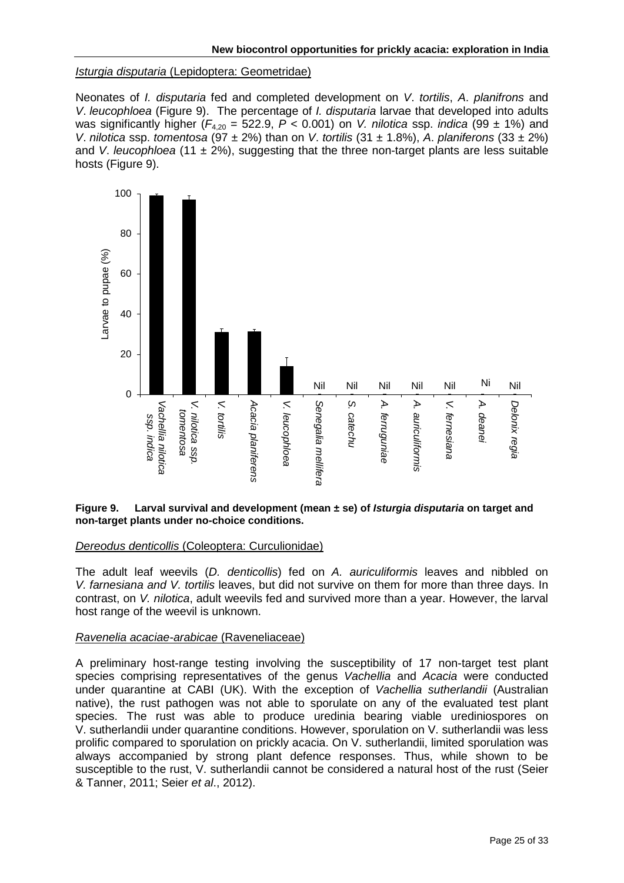*Isturgia disputaria* (Lepidoptera: Geometridae)

Neonates of *I. disputaria* fed and completed development on *V. tortilis*, *A. planifrons* and *V. leucophloea* (Figure 9). The percentage of *I. disputaria* larvae that developed into adults was significantly higher ($F_{4,20}$ = 522.9, $P$ < 0.001) on *V. nilotica* ssp. *indica* (99 ± 1%) and *V. nilotica* ssp. *tomentosa* (97 ± 2%) than on *V. tortilis* (31 ± 1.8%), *A. planiferons* (33 ± 2%) and *V. leucophloea* (11 ± 2%), suggesting that the three non-target plants are less suitable hosts (Figure 9).

**Figure 9. Larval survival and development (mean ± se) of *Isturgia disputaria* on target and non-target plants under no-choice conditions.**

*Dereodus denticollis* (Coleoptera: Curculionidae)

The adult leaf weevils (*D. denticollis*) fed on *A. auriculiformis* leaves and nibbled on *V. farnesiana and V. tortilis* leaves, but did not survive on them for more than three days. In contrast, on *V. nilotica*, adult weevils fed and survived more than a year. However, the larval host range of the weevil is unknown.

*Ravenelia acaciae-arabicae* (Raveneliaceae)

A preliminary host-range testing involving the susceptibility of 17 non-target test plant species comprising representatives of the genus *Vachellia* and *Acacia* were conducted under quarantine at CABI (UK). With the exception of *Vachellia sutherlandii* (Australian native), the rust pathogen was not able to sporulate on any of the evaluated test plant species. The rust was able to produce uredinia bearing viable urediniospores on V. sutherlandii under quarantine conditions. However, sporulation on V. sutherlandii was less prolific compared to sporulation on prickly acacia. On V. sutherlandii, limited sporulation was always accompanied by strong plant defence responses. Thus, while shown to be susceptible to the rust, V. sutherlandii cannot be considered a natural host of the rust (Seier & Tanner, 2011; Seier *et al*., 2012).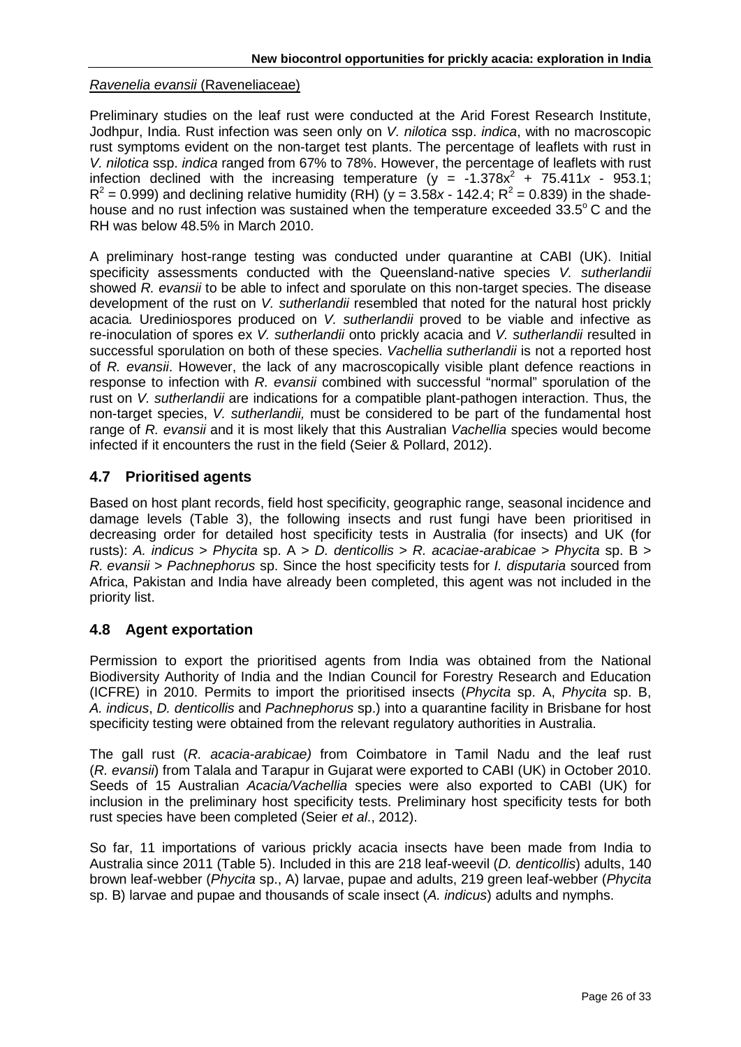*Ravenelia evansii* (Raveneliaceae)

Preliminary studies on the leaf rust were conducted at the Arid Forest Research Institute, Jodhpur, India. Rust infection was seen only on *V. nilotica* ssp. *indica*, with no macroscopic rust symptoms evident on the non-target test plants. The percentage of leaflets with rust in *V. nilotica* ssp. *indica* ranged from 67% to 78%. However, the percentage of leaflets with rust infection declined with the increasing temperature ($y = -1.378x^2 + 75.411x - 953.1$; $R^2 = 0.999$) and declining relative humidity (RH) ($y = 3.58x - 142.4$; $R^2 = 0.839$) in the shade-house and no rust infection was sustained when the temperature exceeded 33.5° C and the RH was below 48.5% in March 2010.

A preliminary host-range testing was conducted under quarantine at CABI (UK). Initial specificity assessments conducted with the Queensland-native species *V. sutherlandii* showed *R. evansii* to be able to infect and sporulate on this non-target species. The disease development of the rust on *V. sutherlandii* resembled that noted for the natural host prickly acacia*.* Urediniospores produced on *V. sutherlandii* proved to be viable and infective as re-inoculation of spores ex *V. sutherlandii* onto prickly acacia and *V. sutherlandii* resulted in successful sporulation on both of these species. *Vachellia sutherlandii* is not a reported host of *R. evansii*. However, the lack of any macroscopically visible plant defence reactions in response to infection with *R. evansii* combined with successful "normal" sporulation of the rust on *V. sutherlandii* are indications for a compatible plant-pathogen interaction. Thus, the non-target species, *V. sutherlandii,* must be considered to be part of the fundamental host range of *R. evansii* and it is most likely that this Australian *Vachellia* species would become infected if it encounters the rust in the field (Seier & Pollard, 2012).

## 4.7 Prioritised agents

Based on host plant records, field host specificity, geographic range, seasonal incidence and damage levels (Table 3), the following insects and rust fungi have been prioritised in decreasing order for detailed host specificity tests in Australia (for insects) and UK (for rusts): *A. indicus* > *Phycita* sp. A > *D. denticollis* > *R. acaciae-arabicae* > *Phycita* sp. B > *R. evansii* > *Pachnephorus* sp. Since the host specificity tests for *I. disputaria* sourced from Africa, Pakistan and India have already been completed, this agent was not included in the priority list.

## 4.8 Agent exportation

Permission to export the prioritised agents from India was obtained from the National Biodiversity Authority of India and the Indian Council for Forestry Research and Education (ICFRE) in 2010. Permits to import the prioritised insects (*Phycita* sp. A, *Phycita* sp. B, *A. indicus*, *D. denticollis* and *Pachnephorus* sp.) into a quarantine facility in Brisbane for host specificity testing were obtained from the relevant regulatory authorities in Australia.

The gall rust (*R. acacia-arabicae)* from Coimbatore in Tamil Nadu and the leaf rust (*R. evansii*) from Talala and Tarapur in Gujarat were exported to CABI (UK) in October 2010. Seeds of 15 Australian *Acacia/Vachellia* species were also exported to CABI (UK) for inclusion in the preliminary host specificity tests. Preliminary host specificity tests for both rust species have been completed (Seier *et al*., 2012).

So far, 11 importations of various prickly acacia insects have been made from India to Australia since 2011 (Table 5). Included in this are 218 leaf-weevil (*D. denticollis*) adults, 140 brown leaf-webber (*Phycita* sp., A) larvae, pupae and adults, 219 green leaf-webber (*Phycita* sp. B) larvae and pupae and thousands of scale insect (*A. indicus*) adults and nymphs.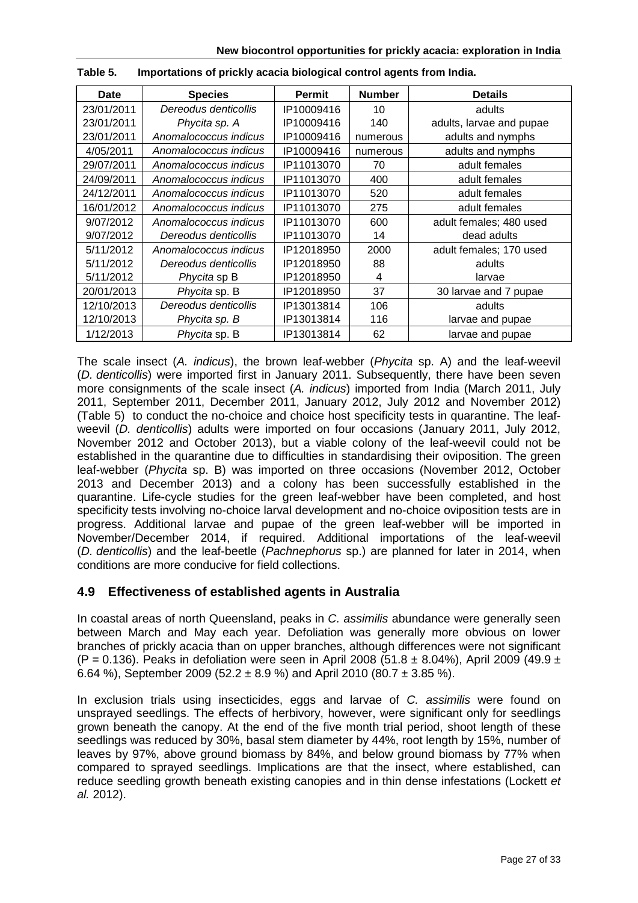**Table 5. Importations of prickly acacia biological control agents from India.**

| Date | Species | Permit | Number | Details |
|---|---|---|---|---|
| 23/01/2011 | *Dereodus denticollis* | IP10009416 | 10 | adults |
| 23/01/2011 | *Phycita sp. A* | IP10009416 | 140 | adults, larvae and pupae |
| 23/01/2011 | *Anomalococcus indicus* | IP10009416 | numerous | adults and nymphs |
| 4/05/2011 | *Anomalococcus indicus* | IP10009416 | numerous | adults and nymphs |
| 29/07/2011 | *Anomalococcus indicus* | IP11013070 | 70 | adult females |
| 24/09/2011 | *Anomalococcus indicus* | IP11013070 | 400 | adult females |
| 24/12/2011 | *Anomalococcus indicus* | IP11013070 | 520 | adult females |
| 16/01/2012 | *Anomalococcus indicus* | IP11013070 | 275 | adult females |
| 9/07/2012 | *Anomalococcus indicus* | IP11013070 | 600 | adult females; 480 used |
| 9/07/2012 | *Dereodus denticollis* | IP11013070 | 14 | dead adults |
| 5/11/2012 | *Anomalococcus indicus* | IP12018950 | 2000 | adult females; 170 used |
| 5/11/2012 | *Dereodus denticollis* | IP12018950 | 88 | adults |
| 5/11/2012 | *Phycita* sp B | IP12018950 | 4 | larvae |
| 20/01/2013 | *Phycita* sp. B | IP12018950 | 37 | 30 larvae and 7 pupae |
| 12/10/2013 | *Dereodus denticollis* | IP13013814 | 106 | adults |
| 12/10/2013 | *Phycita sp. B* | IP13013814 | 116 | larvae and pupae |
| 1/12/2013 | *Phycita* sp. B | IP13013814 | 62 | larvae and pupae |

The scale insect (*A. indicus*), the brown leaf-webber (*Phycita* sp. A) and the leaf-weevil (*D. denticollis*) were imported first in January 2011. Subsequently, there have been seven more consignments of the scale insect (*A. indicus*) imported from India (March 2011, July 2011, September 2011, December 2011, January 2012, July 2012 and November 2012) (Table 5) to conduct the no-choice and choice host specificity tests in quarantine. The leaf-weevil (*D. denticollis*) adults were imported on four occasions (January 2011, July 2012, November 2012 and October 2013), but a viable colony of the leaf-weevil could not be established in the quarantine due to difficulties in standardising their oviposition. The green leaf-webber (*Phycita* sp. B) was imported on three occasions (November 2012, October 2013 and December 2013) and a colony has been successfully established in the quarantine. Life-cycle studies for the green leaf-webber have been completed, and host specificity tests involving no-choice larval development and no-choice oviposition tests are in progress. Additional larvae and pupae of the green leaf-webber will be imported in November/December 2014, if required. Additional importations of the leaf-weevil (*D. denticollis*) and the leaf-beetle (*Pachnephorus* sp.) are planned for later in 2014, when conditions are more conducive for field collections.

## 4.9 Effectiveness of established agents in Australia

In coastal areas of north Queensland, peaks in *C. assimilis* abundance were generally seen between March and May each year. Defoliation was generally more obvious on lower branches of prickly acacia than on upper branches, although differences were not significant ($P = 0.136$). Peaks in defoliation were seen in April 2008 ($51.8 \pm 8.04\%$), April 2009 ($49.9 \pm 6.64$ %), September 2009 ($52.2 \pm 8.9$ %) and April 2010 ($80.7 \pm 3.85$ %).

In exclusion trials using insecticides, eggs and larvae of *C. assimilis* were found on unsprayed seedlings. The effects of herbivory, however, were significant only for seedlings grown beneath the canopy. At the end of the five month trial period, shoot length of these seedlings was reduced by 30%, basal stem diameter by 44%, root length by 15%, number of leaves by 97%, above ground biomass by 84%, and below ground biomass by 77% when compared to sprayed seedlings. Implications are that the insect, where established, can reduce seedling growth beneath existing canopies and in thin dense infestations (Lockett *et al.* 2012).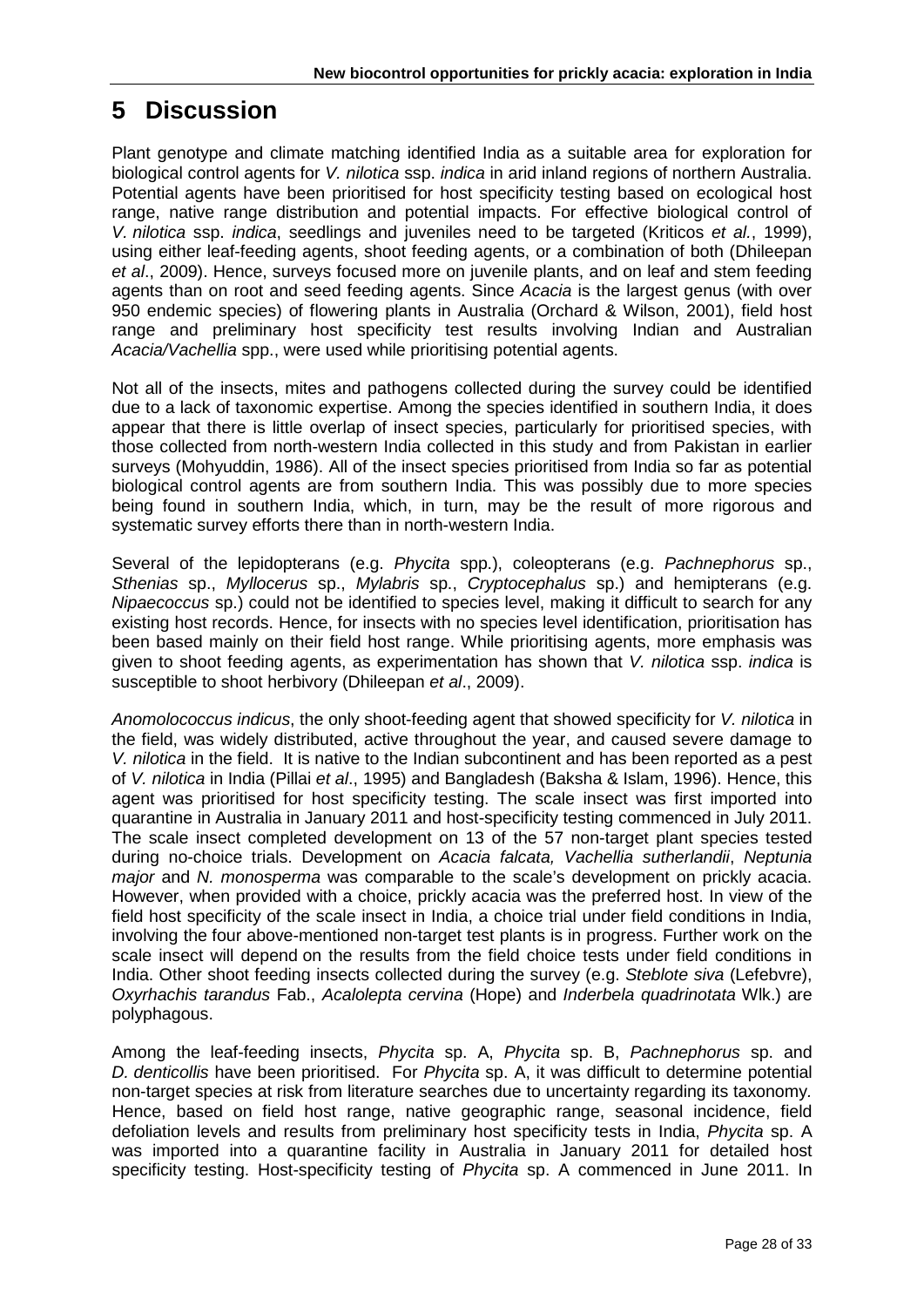# 5 Discussion

Plant genotype and climate matching identified India as a suitable area for exploration for biological control agents for *V. nilotica* ssp. *indica* in arid inland regions of northern Australia. Potential agents have been prioritised for host specificity testing based on ecological host range, native range distribution and potential impacts. For effective biological control of *V. nilotica* ssp. *indica*, seedlings and juveniles need to be targeted (Kriticos *et al.*, 1999), using either leaf-feeding agents, shoot feeding agents, or a combination of both (Dhileepan *et al*., 2009). Hence, surveys focused more on juvenile plants, and on leaf and stem feeding agents than on root and seed feeding agents. Since *Acacia* is the largest genus (with over 950 endemic species) of flowering plants in Australia (Orchard & Wilson, 2001), field host range and preliminary host specificity test results involving Indian and Australian *Acacia/Vachellia* spp., were used while prioritising potential agents.

Not all of the insects, mites and pathogens collected during the survey could be identified due to a lack of taxonomic expertise. Among the species identified in southern India, it does appear that there is little overlap of insect species, particularly for prioritised species, with those collected from north-western India collected in this study and from Pakistan in earlier surveys (Mohyuddin, 1986). All of the insect species prioritised from India so far as potential biological control agents are from southern India. This was possibly due to more species being found in southern India, which, in turn, may be the result of more rigorous and systematic survey efforts there than in north-western India.

Several of the lepidopterans (e.g. *Phycita* spp.), coleopterans (e.g. *Pachnephorus* sp., *Sthenias* sp., *Myllocerus* sp., *Mylabris* sp., *Cryptocephalus* sp.) and hemipterans (e.g. *Nipaecoccus* sp.) could not be identified to species level, making it difficult to search for any existing host records. Hence, for insects with no species level identification, prioritisation has been based mainly on their field host range. While prioritising agents, more emphasis was given to shoot feeding agents, as experimentation has shown that *V. nilotica* ssp. *indica* is susceptible to shoot herbivory (Dhileepan *et al*., 2009).

*Anomolococcus indicus*, the only shoot-feeding agent that showed specificity for *V. nilotica* in the field, was widely distributed, active throughout the year, and caused severe damage to *V. nilotica* in the field. It is native to the Indian subcontinent and has been reported as a pest of *V. nilotica* in India (Pillai *et al*., 1995) and Bangladesh (Baksha & Islam, 1996). Hence, this agent was prioritised for host specificity testing. The scale insect was first imported into quarantine in Australia in January 2011 and host-specificity testing commenced in July 2011. The scale insect completed development on 13 of the 57 non-target plant species tested during no-choice trials. Development on *Acacia falcata, Vachellia sutherlandii*, *Neptunia major* and *N. monosperma* was comparable to the scale's development on prickly acacia. However, when provided with a choice, prickly acacia was the preferred host. In view of the field host specificity of the scale insect in India, a choice trial under field conditions in India, involving the four above-mentioned non-target test plants is in progress. Further work on the scale insect will depend on the results from the field choice tests under field conditions in India. Other shoot feeding insects collected during the survey (e.g. *Steblote siva* (Lefebvre), *Oxyrhachis tarandus* Fab., *Acalolepta cervina* (Hope) and *Inderbela quadrinotata* Wlk.) are polyphagous.

Among the leaf-feeding insects, *Phycita* sp. A, *Phycita* sp. B, *Pachnephorus* sp. and *D. denticollis* have been prioritised. For *Phycita* sp. A, it was difficult to determine potential non-target species at risk from literature searches due to uncertainty regarding its taxonomy. Hence, based on field host range, native geographic range, seasonal incidence, field defoliation levels and results from preliminary host specificity tests in India, *Phycita* sp. A was imported into a quarantine facility in Australia in January 2011 for detailed host specificity testing. Host-specificity testing of *Phycita* sp. A commenced in June 2011. In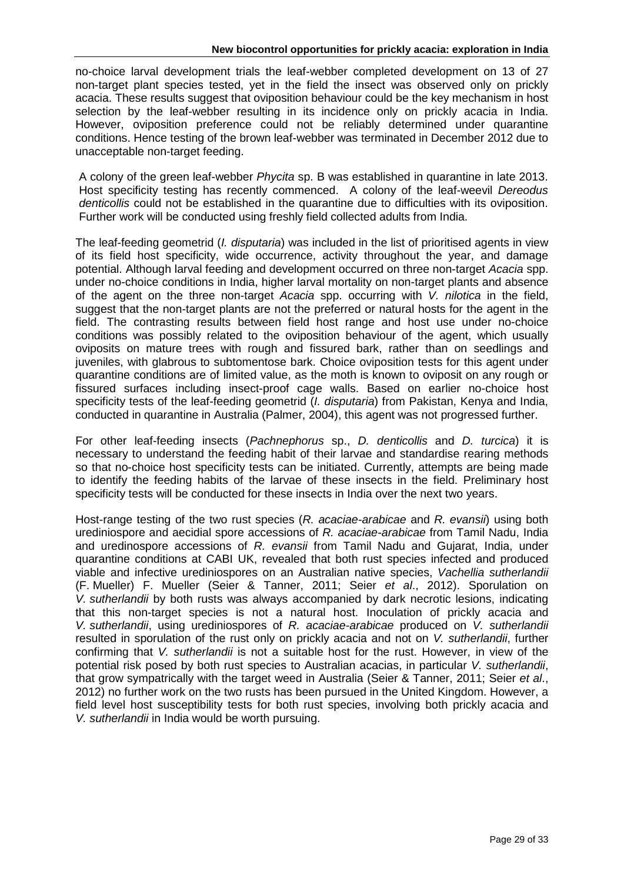no-choice larval development trials the leaf-webber completed development on 13 of 27 non-target plant species tested, yet in the field the insect was observed only on prickly acacia. These results suggest that oviposition behaviour could be the key mechanism in host selection by the leaf-webber resulting in its incidence only on prickly acacia in India. However, oviposition preference could not be reliably determined under quarantine conditions. Hence testing of the brown leaf-webber was terminated in December 2012 due to unacceptable non-target feeding.

A colony of the green leaf-webber *Phycita* sp. B was established in quarantine in late 2013. Host specificity testing has recently commenced. A colony of the leaf-weevil *Dereodus denticollis* could not be established in the quarantine due to difficulties with its oviposition. Further work will be conducted using freshly field collected adults from India.

The leaf-feeding geometrid (*I. disputaria*) was included in the list of prioritised agents in view of its field host specificity, wide occurrence, activity throughout the year, and damage potential. Although larval feeding and development occurred on three non-target *Acacia* spp. under no-choice conditions in India, higher larval mortality on non-target plants and absence of the agent on the three non-target *Acacia* spp. occurring with *V. nilotica* in the field, suggest that the non-target plants are not the preferred or natural hosts for the agent in the field. The contrasting results between field host range and host use under no-choice conditions was possibly related to the oviposition behaviour of the agent, which usually oviposits on mature trees with rough and fissured bark, rather than on seedlings and juveniles, with glabrous to subtomentose bark. Choice oviposition tests for this agent under quarantine conditions are of limited value, as the moth is known to oviposit on any rough or fissured surfaces including insect-proof cage walls. Based on earlier no-choice host specificity tests of the leaf-feeding geometrid (*I. disputaria*) from Pakistan, Kenya and India, conducted in quarantine in Australia (Palmer, 2004), this agent was not progressed further.

For other leaf-feeding insects (*Pachnephorus* sp., *D. denticollis* and *D. turcica*) it is necessary to understand the feeding habit of their larvae and standardise rearing methods so that no-choice host specificity tests can be initiated. Currently, attempts are being made to identify the feeding habits of the larvae of these insects in the field. Preliminary host specificity tests will be conducted for these insects in India over the next two years.

Host-range testing of the two rust species (*R. acaciae-arabicae* and *R. evansii*) using both urediniospore and aecidial spore accessions of *R. acaciae-arabicae* from Tamil Nadu, India and uredinospore accessions of *R. evansii* from Tamil Nadu and Gujarat, India, under quarantine conditions at CABI UK, revealed that both rust species infected and produced viable and infective urediniospores on an Australian native species, *Vachellia sutherlandii* (F. Mueller) F. Mueller (Seier & Tanner, 2011; Seier *et al*., 2012). Sporulation on *V. sutherlandii* by both rusts was always accompanied by dark necrotic lesions, indicating that this non-target species is not a natural host. Inoculation of prickly acacia and *V. sutherlandii*, using urediniospores of *R. acaciae-arabicae* produced on *V. sutherlandii* resulted in sporulation of the rust only on prickly acacia and not on *V. sutherlandii*, further confirming that *V. sutherlandii* is not a suitable host for the rust. However, in view of the potential risk posed by both rust species to Australian acacias, in particular *V. sutherlandii*, that grow sympatrically with the target weed in Australia (Seier & Tanner, 2011; Seier *et al*., 2012) no further work on the two rusts has been pursued in the United Kingdom. However, a field level host susceptibility tests for both rust species, involving both prickly acacia and *V. sutherlandii* in India would be worth pursuing.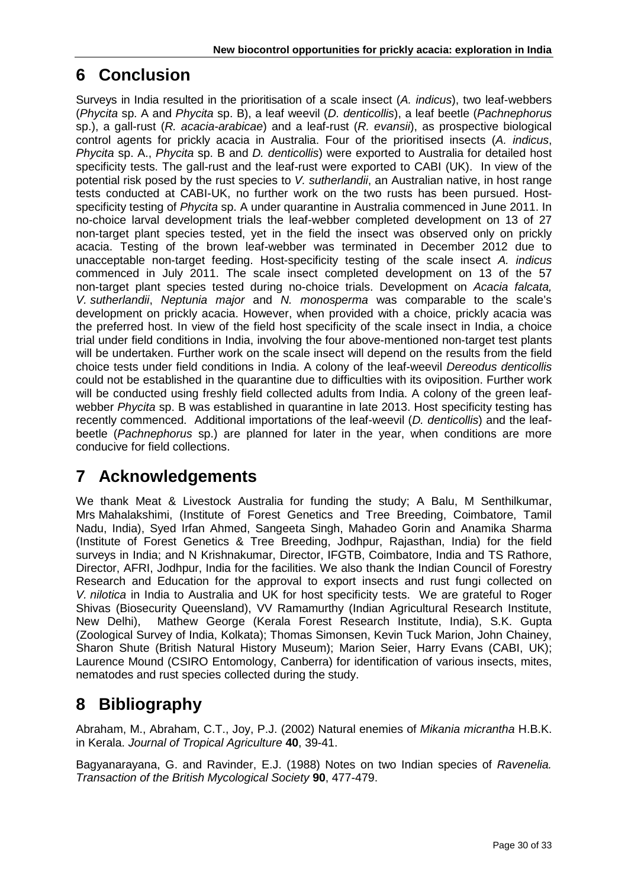# 6 Conclusion

Surveys in India resulted in the prioritisation of a scale insect (*A. indicus*), two leaf-webbers (*Phycita* sp. A and *Phycita* sp. B), a leaf weevil (*D. denticollis*), a leaf beetle (*Pachnephorus* sp.), a gall-rust (*R. acacia-arabicae*) and a leaf-rust (*R. evansii*), as prospective biological control agents for prickly acacia in Australia. Four of the prioritised insects (*A. indicus*, *Phycita* sp. A., *Phycita* sp. B and *D. denticollis*) were exported to Australia for detailed host specificity tests. The gall-rust and the leaf-rust were exported to CABI (UK). In view of the potential risk posed by the rust species to *V. sutherlandii*, an Australian native, in host range tests conducted at CABI-UK, no further work on the two rusts has been pursued. Host-specificity testing of *Phycita* sp. A under quarantine in Australia commenced in June 2011. In no-choice larval development trials the leaf-webber completed development on 13 of 27 non-target plant species tested, yet in the field the insect was observed only on prickly acacia. Testing of the brown leaf-webber was terminated in December 2012 due to unacceptable non-target feeding. Host-specificity testing of the scale insect *A. indicus* commenced in July 2011. The scale insect completed development on 13 of the 57 non-target plant species tested during no-choice trials. Development on *Acacia falcata, V. sutherlandii*, *Neptunia major* and *N. monosperma* was comparable to the scale's development on prickly acacia. However, when provided with a choice, prickly acacia was the preferred host. In view of the field host specificity of the scale insect in India, a choice trial under field conditions in India, involving the four above-mentioned non-target test plants will be undertaken. Further work on the scale insect will depend on the results from the field choice tests under field conditions in India. A colony of the leaf-weevil *Dereodus denticollis* could not be established in the quarantine due to difficulties with its oviposition. Further work will be conducted using freshly field collected adults from India. A colony of the green leaf-webber *Phycita* sp. B was established in quarantine in late 2013. Host specificity testing has recently commenced. Additional importations of the leaf-weevil (*D. denticollis*) and the leaf-beetle (*Pachnephorus* sp.) are planned for later in the year, when conditions are more conducive for field collections.

# 7 Acknowledgements

We thank Meat & Livestock Australia for funding the study; A Balu, M Senthilkumar, Mrs Mahalakshimi, (Institute of Forest Genetics and Tree Breeding, Coimbatore, Tamil Nadu, India), Syed Irfan Ahmed, Sangeeta Singh, Mahadeo Gorin and Anamika Sharma (Institute of Forest Genetics & Tree Breeding, Jodhpur, Rajasthan, India) for the field surveys in India; and N Krishnakumar, Director, IFGTB, Coimbatore, India and TS Rathore, Director, AFRI, Jodhpur, India for the facilities. We also thank the Indian Council of Forestry Research and Education for the approval to export insects and rust fungi collected on *V. nilotica* in India to Australia and UK for host specificity tests. We are grateful to Roger Shivas (Biosecurity Queensland), VV Ramamurthy (Indian Agricultural Research Institute, New Delhi), Mathew George (Kerala Forest Research Institute, India), S.K. Gupta (Zoological Survey of India, Kolkata); Thomas Simonsen, Kevin Tuck Marion, John Chainey, Sharon Shute (British Natural History Museum); Marion Seier, Harry Evans (CABI, UK); Laurence Mound (CSIRO Entomology, Canberra) for identification of various insects, mites, nematodes and rust species collected during the study.

# 8 Bibliography

Abraham, M., Abraham, C.T., Joy, P.J. (2002) Natural enemies of *Mikania micrantha* H.B.K. in Kerala. *Journal of Tropical Agriculture* **40**, 39-41.

Bagyanarayana, G. and Ravinder, E.J. (1988) Notes on two Indian species of *Ravenelia. Transaction of the British Mycological Society* **90**, 477-479.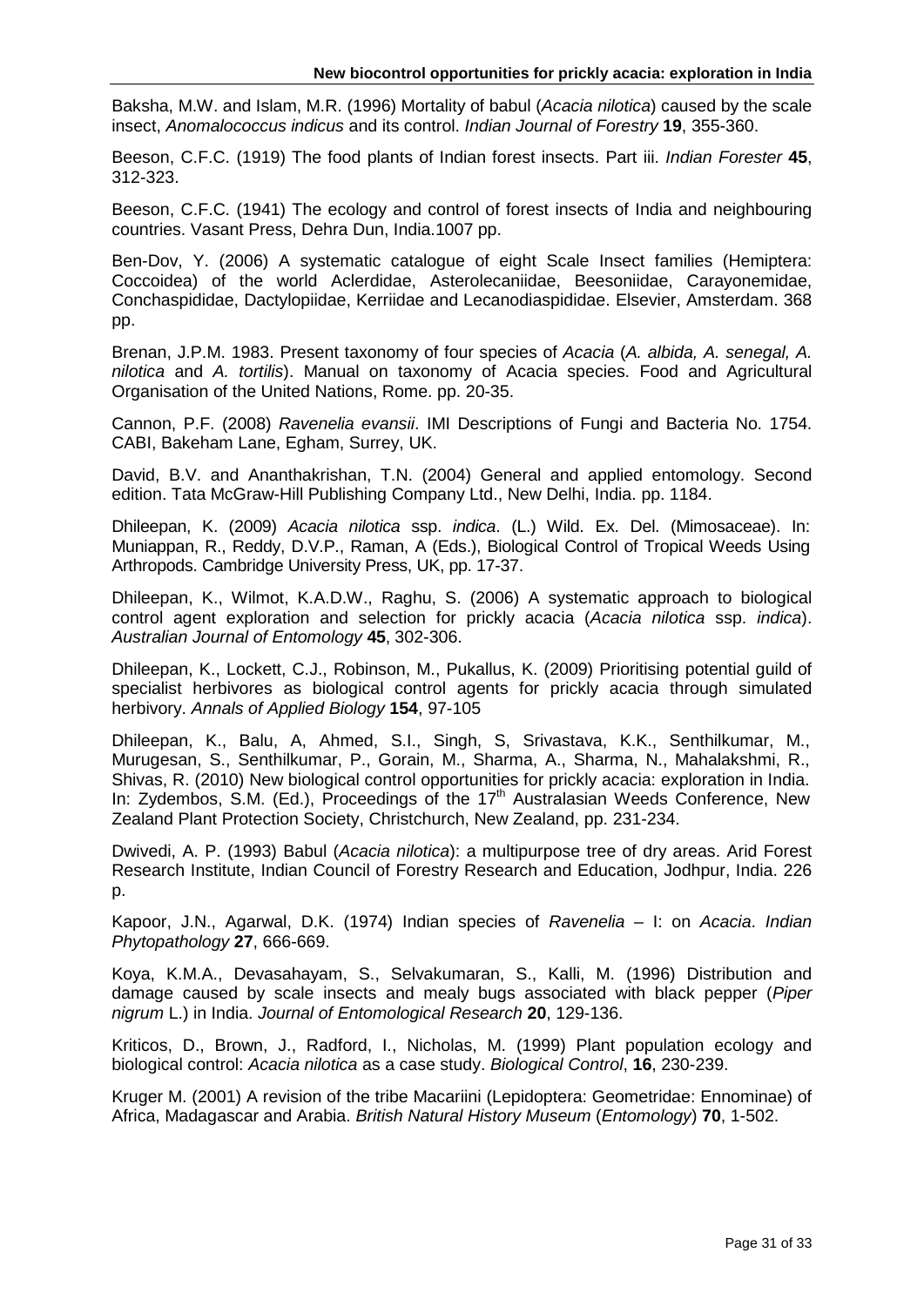Baksha, M.W. and Islam, M.R. (1996) Mortality of babul (*Acacia nilotica*) caused by the scale insect, *Anomalococcus indicus* and its control. *Indian Journal of Forestry* **19**, 355-360.

Beeson, C.F.C. (1919) The food plants of Indian forest insects. Part iii. *Indian Forester* **45**, 312-323.

Beeson, C.F.C. (1941) The ecology and control of forest insects of India and neighbouring countries. Vasant Press, Dehra Dun, India.1007 pp.

Ben-Dov, Y. (2006) A systematic catalogue of eight Scale Insect families (Hemiptera: Coccoidea) of the world Aclerdidae, Asterolecaniidae, Beesoniidae, Carayonemidae, Conchaspididae, Dactylopiidae, Kerriidae and Lecanodiaspididae. Elsevier, Amsterdam. 368 pp.

Brenan, J.P.M. 1983. Present taxonomy of four species of *Acacia* (*A. albida, A. senegal, A. nilotica* and *A. tortilis*). Manual on taxonomy of Acacia species. Food and Agricultural Organisation of the United Nations, Rome. pp. 20-35.

Cannon, P.F. (2008) *Ravenelia evansii*. IMI Descriptions of Fungi and Bacteria No. 1754. CABI, Bakeham Lane, Egham, Surrey, UK.

David, B.V. and Ananthakrishan, T.N. (2004) General and applied entomology. Second edition. Tata McGraw-Hill Publishing Company Ltd., New Delhi, India. pp. 1184.

Dhileepan, K. (2009) *Acacia nilotica* ssp. *indica*. (L.) Wild. Ex. Del. (Mimosaceae). In: Muniappan, R., Reddy, D.V.P., Raman, A (Eds.), Biological Control of Tropical Weeds Using Arthropods. Cambridge University Press, UK, pp. 17-37.

Dhileepan, K., Wilmot, K.A.D.W., Raghu, S. (2006) A systematic approach to biological control agent exploration and selection for prickly acacia (*Acacia nilotica* ssp. *indica*). *Australian Journal of Entomology* **45**, 302-306.

Dhileepan, K., Lockett, C.J., Robinson, M., Pukallus, K. (2009) Prioritising potential guild of specialist herbivores as biological control agents for prickly acacia through simulated herbivory. *Annals of Applied Biology* **154**, 97-105

Dhileepan, K., Balu, A, Ahmed, S.I., Singh, S, Srivastava, K.K., Senthilkumar, M., Murugesan, S., Senthilkumar, P., Gorain, M., Sharma, A., Sharma, N., Mahalakshmi, R., Shivas, R. (2010) New biological control opportunities for prickly acacia: exploration in India. In: Zydembos, S.M. (Ed.), Proceedings of the 17th Australasian Weeds Conference, New Zealand Plant Protection Society, Christchurch, New Zealand, pp. 231-234.

Dwivedi, A. P. (1993) Babul (*Acacia nilotica*): a multipurpose tree of dry areas. Arid Forest Research Institute, Indian Council of Forestry Research and Education, Jodhpur, India. 226 p.

Kapoor, J.N., Agarwal, D.K. (1974) Indian species of *Ravenelia* – I: on *Acacia*. *Indian Phytopathology* **27**, 666-669.

Koya, K.M.A., Devasahayam, S., Selvakumaran, S., Kalli, M. (1996) Distribution and damage caused by scale insects and mealy bugs associated with black pepper (*Piper nigrum* L.) in India. *Journal of Entomological Research* **20**, 129-136.

Kriticos, D., Brown, J., Radford, I., Nicholas, M. (1999) Plant population ecology and biological control: *Acacia nilotica* as a case study. *Biological Control*, **16**, 230-239.

Kruger M. (2001) A revision of the tribe Macariini (Lepidoptera: Geometridae: Ennominae) of Africa, Madagascar and Arabia. *British Natural History Museum* (*Entomology*) **70**, 1-502.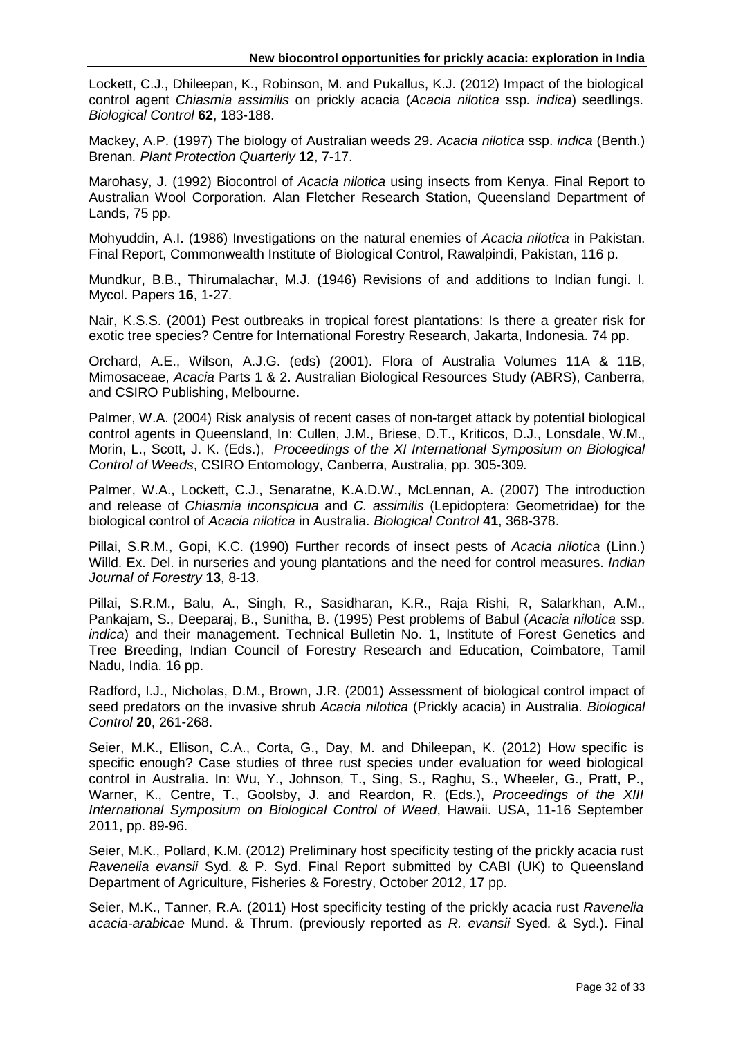Lockett, C.J., Dhileepan, K., Robinson, M. and Pukallus, K.J. (2012) Impact of the biological control agent *Chiasmia assimilis* on prickly acacia (*Acacia nilotica* ssp. *indica*) seedlings. *Biological Control* **62**, 183-188.

Mackey, A.P. (1997) The biology of Australian weeds 29. *Acacia nilotica* ssp. *indica* (Benth.) Brenan*. Plant Protection Quarterly* **12**, 7-17.

Marohasy, J. (1992) Biocontrol of *Acacia nilotica* using insects from Kenya. Final Report to Australian Wool Corporation*.* Alan Fletcher Research Station, Queensland Department of Lands, 75 pp.

Mohyuddin, A.I. (1986) Investigations on the natural enemies of *Acacia nilotica* in Pakistan. Final Report, Commonwealth Institute of Biological Control, Rawalpindi, Pakistan, 116 p.

Mundkur, B.B., Thirumalachar, M.J. (1946) Revisions of and additions to Indian fungi. I. Mycol. Papers **16**, 1-27.

Nair, K.S.S. (2001) Pest outbreaks in tropical forest plantations: Is there a greater risk for exotic tree species? Centre for International Forestry Research, Jakarta, Indonesia. 74 pp.

Orchard, A.E., Wilson, A.J.G. (eds) (2001). Flora of Australia Volumes 11A & 11B, Mimosaceae, *Acacia* Parts 1 & 2. Australian Biological Resources Study (ABRS), Canberra, and CSIRO Publishing, Melbourne.

Palmer, W.A. (2004) Risk analysis of recent cases of non-target attack by potential biological control agents in Queensland, In: Cullen, J.M., Briese, D.T., Kriticos, D.J., Lonsdale, W.M., Morin, L., Scott, J. K. (Eds.), *Proceedings of the XI International Symposium on Biological Control of Weeds*, CSIRO Entomology, Canberra, Australia, pp. 305-309*.*

Palmer, W.A., Lockett, C.J., Senaratne, K.A.D.W., McLennan, A. (2007) The introduction and release of *Chiasmia inconspicua* and *C. assimilis* (Lepidoptera: Geometridae) for the biological control of *Acacia nilotica* in Australia. *Biological Control* **41**, 368-378.

Pillai, S.R.M., Gopi, K.C. (1990) Further records of insect pests of *Acacia nilotica* (Linn.) Willd. Ex. Del. in nurseries and young plantations and the need for control measures. *Indian Journal of Forestry* **13**, 8-13.

Pillai, S.R.M., Balu, A., Singh, R., Sasidharan, K.R., Raja Rishi, R, Salarkhan, A.M., Pankajam, S., Deeparaj, B., Sunitha, B. (1995) Pest problems of Babul (*Acacia nilotica* ssp. *indica*) and their management. Technical Bulletin No. 1, Institute of Forest Genetics and Tree Breeding, Indian Council of Forestry Research and Education, Coimbatore, Tamil Nadu, India. 16 pp.

Radford, I.J., Nicholas, D.M., Brown, J.R. (2001) Assessment of biological control impact of seed predators on the invasive shrub *Acacia nilotica* (Prickly acacia) in Australia. *Biological Control* **20**, 261-268.

Seier, M.K., Ellison, C.A., Corta, G., Day, M. and Dhileepan, K. (2012) How specific is specific enough? Case studies of three rust species under evaluation for weed biological control in Australia. In: Wu, Y., Johnson, T., Sing, S., Raghu, S., Wheeler, G., Pratt, P., Warner, K., Centre, T., Goolsby, J. and Reardon, R. (Eds.), *Proceedings of the XIII International Symposium on Biological Control of Weed*, Hawaii. USA, 11-16 September 2011, pp. 89-96.

Seier, M.K., Pollard, K.M. (2012) Preliminary host specificity testing of the prickly acacia rust *Ravenelia evansii* Syd. & P. Syd. Final Report submitted by CABI (UK) to Queensland Department of Agriculture, Fisheries & Forestry, October 2012, 17 pp.

Seier, M.K., Tanner, R.A. (2011) Host specificity testing of the prickly acacia rust *Ravenelia acacia-arabicae* Mund. & Thrum. (previously reported as *R. evansii* Syed. & Syd.). Final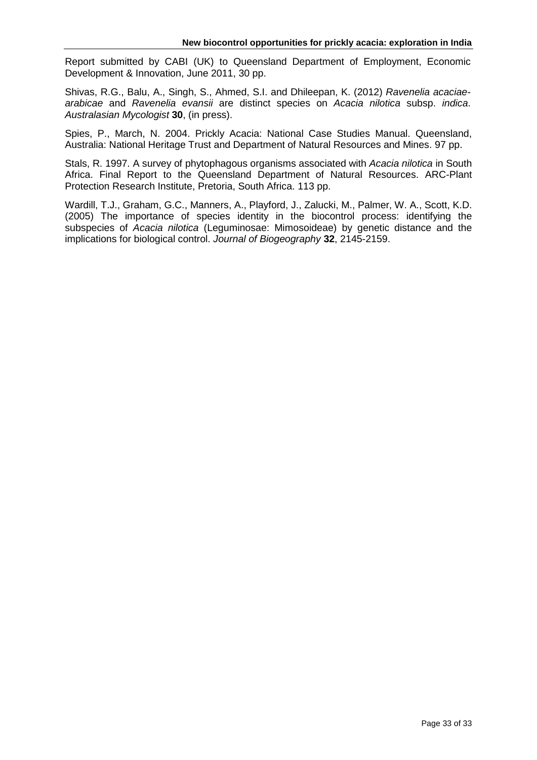Report submitted by CABI (UK) to Queensland Department of Employment, Economic Development & Innovation, June 2011, 30 pp.

Shivas, R.G., Balu, A., Singh, S., Ahmed, S.I. and Dhileepan, K. (2012) *Ravenelia acaciae-arabicae* and *Ravenelia evansii* are distinct species on *Acacia nilotica* subsp. *indica*. *Australasian Mycologist* **30**, (in press).

Spies, P., March, N. 2004. Prickly Acacia: National Case Studies Manual. Queensland, Australia: National Heritage Trust and Department of Natural Resources and Mines. 97 pp.

Stals, R. 1997. A survey of phytophagous organisms associated with *Acacia nilotica* in South Africa. Final Report to the Queensland Department of Natural Resources. ARC-Plant Protection Research Institute, Pretoria, South Africa. 113 pp.

Wardill, T.J., Graham, G.C., Manners, A., Playford, J., Zalucki, M., Palmer, W. A., Scott, K.D. (2005) The importance of species identity in the biocontrol process: identifying the subspecies of *Acacia nilotica* (Leguminosae: Mimosoideae) by genetic distance and the implications for biological control. *Journal of Biogeography* **32**, 2145-2159.